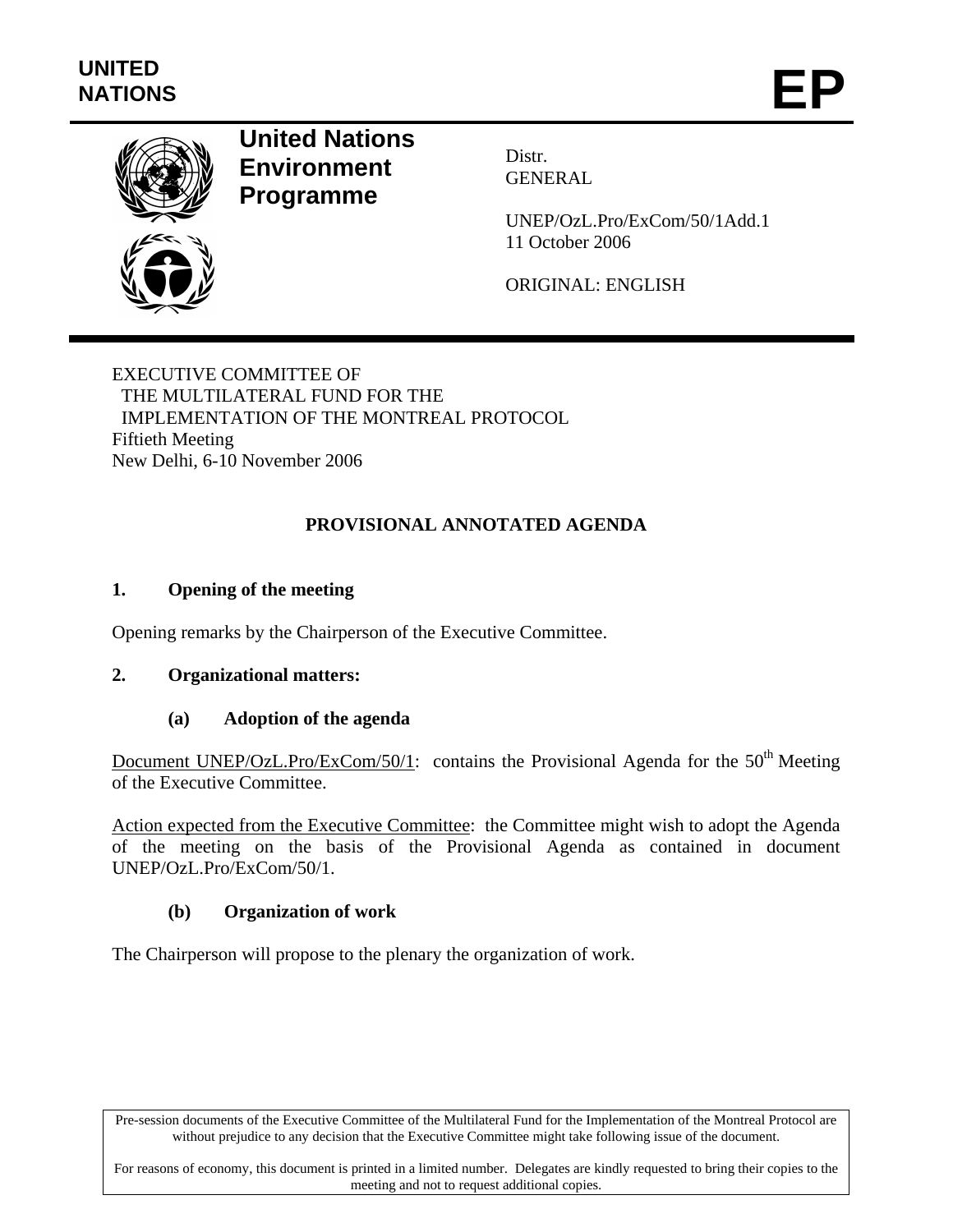UNITED NATIONS

# EP

**United Nations Environment Programme**

Distr.
GENERAL

UNEP/OzL.Pro/ExCom/50/1Add.1
11 October 2006

ORIGINAL: ENGLISH

EXECUTIVE COMMITTEE OF
THE MULTILATERAL FUND FOR THE
IMPLEMENTATION OF THE MONTREAL PROTOCOL
Fiftieth Meeting
New Delhi, 6-10 November 2006

## PROVISIONAL ANNOTATED AGENDA

### 1. Opening of the meeting

Opening remarks by the Chairperson of the Executive Committee.

### 2. Organizational matters:

#### (a) Adoption of the agenda

Document UNEP/OzL.Pro/ExCom/50/1: contains the Provisional Agenda for the 50th Meeting of the Executive Committee.

Action expected from the Executive Committee: the Committee might wish to adopt the Agenda of the meeting on the basis of the Provisional Agenda as contained in document UNEP/OzL.Pro/ExCom/50/1.

#### (b) Organization of work

The Chairperson will propose to the plenary the organization of work.

Pre-session documents of the Executive Committee of the Multilateral Fund for the Implementation of the Montreal Protocol are without prejudice to any decision that the Executive Committee might take following issue of the document.

For reasons of economy, this document is printed in a limited number. Delegates are kindly requested to bring their copies to the meeting and not to request additional copies.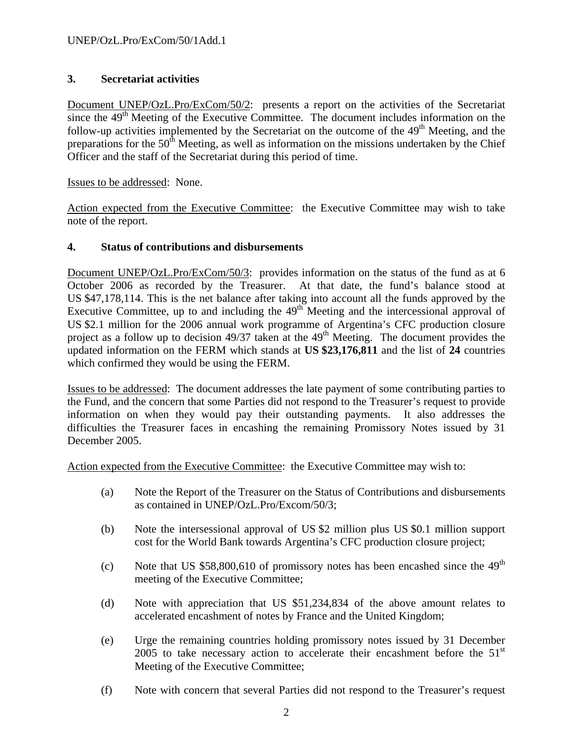## 3. Secretariat activities

Document UNEP/OzL.Pro/ExCom/50/2: presents a report on the activities of the Secretariat since the 49th Meeting of the Executive Committee. The document includes information on the follow-up activities implemented by the Secretariat on the outcome of the 49th Meeting, and the preparations for the 50th Meeting, as well as information on the missions undertaken by the Chief Officer and the staff of the Secretariat during this period of time.

Issues to be addressed: None.

Action expected from the Executive Committee: the Executive Committee may wish to take note of the report.

## 4. Status of contributions and disbursements

Document UNEP/OzL.Pro/ExCom/50/3: provides information on the status of the fund as at 6 October 2006 as recorded by the Treasurer. At that date, the fund's balance stood at US $47,178,114. This is the net balance after taking into account all the funds approved by the Executive Committee, up to and including the 49th Meeting and the intercessional approval of US $2.1 million for the 2006 annual work programme of Argentina's CFC production closure project as a follow up to decision 49/37 taken at the 49th Meeting. The document provides the updated information on the FERM which stands at **US $23,176,811** and the list of **24** countries which confirmed they would be using the FERM.

Issues to be addressed: The document addresses the late payment of some contributing parties to the Fund, and the concern that some Parties did not respond to the Treasurer's request to provide information on when they would pay their outstanding payments. It also addresses the difficulties the Treasurer faces in encashing the remaining Promissory Notes issued by 31 December 2005.

Action expected from the Executive Committee: the Executive Committee may wish to:

(a) Note the Report of the Treasurer on the Status of Contributions and disbursements as contained in UNEP/OzL.Pro/Excom/50/3;

(b) Note the intersessional approval of US $2 million plus US $0.1 million support cost for the World Bank towards Argentina's CFC production closure project;

(c) Note that US $58,800,610 of promissory notes has been encashed since the 49th meeting of the Executive Committee;

(d) Note with appreciation that US $51,234,834 of the above amount relates to accelerated encashment of notes by France and the United Kingdom;

(e) Urge the remaining countries holding promissory notes issued by 31 December 2005 to take necessary action to accelerate their encashment before the 51st Meeting of the Executive Committee;

(f) Note with concern that several Parties did not respond to the Treasurer's request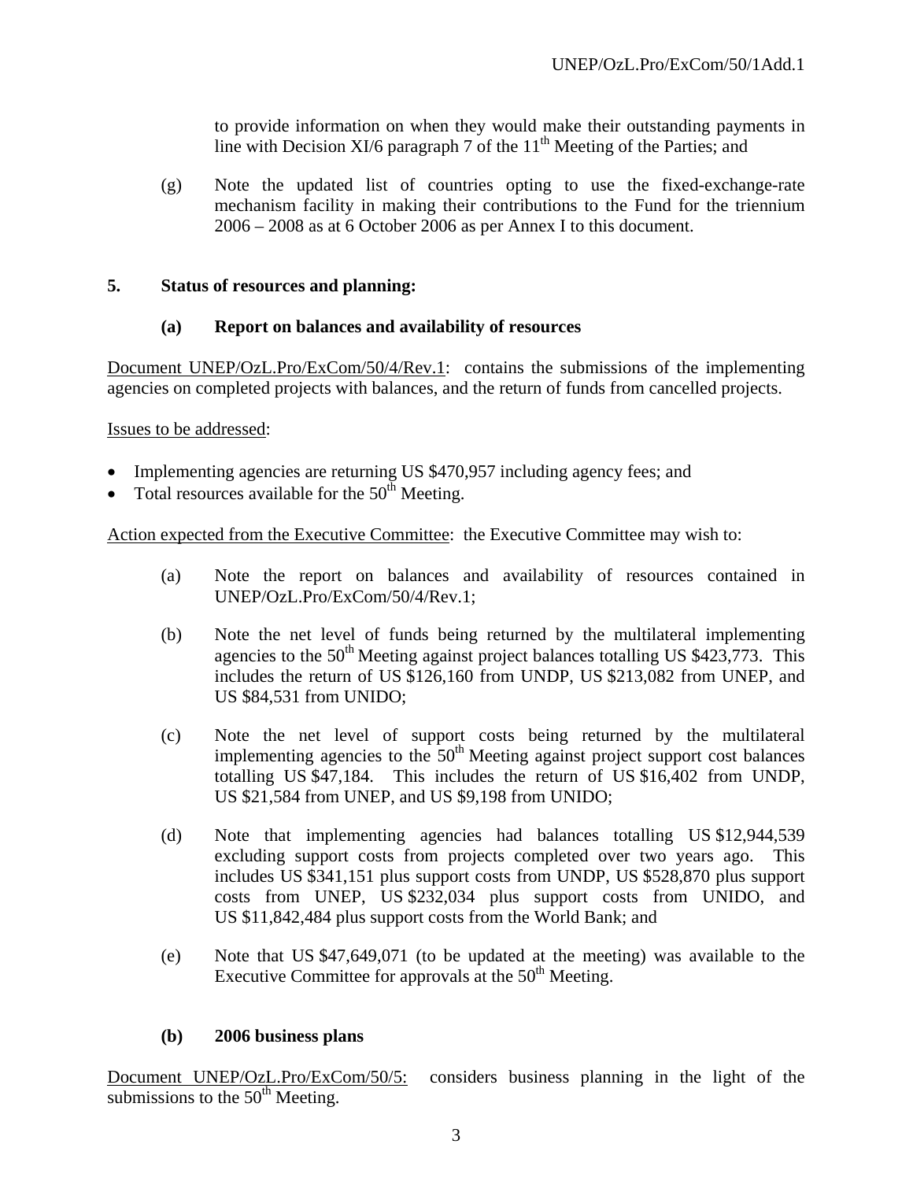to provide information on when they would make their outstanding payments in line with Decision XI/6 paragraph 7 of the 11th Meeting of the Parties; and

(g) Note the updated list of countries opting to use the fixed-exchange-rate mechanism facility in making their contributions to the Fund for the triennium 2006 – 2008 as at 6 October 2006 as per Annex I to this document.

## 5. Status of resources and planning:

### (a) Report on balances and availability of resources

Document UNEP/OzL.Pro/ExCom/50/4/Rev.1: contains the submissions of the implementing agencies on completed projects with balances, and the return of funds from cancelled projects.

Issues to be addressed:

- Implementing agencies are returning US $470,957 including agency fees; and
- Total resources available for the 50th Meeting.

Action expected from the Executive Committee: the Executive Committee may wish to:

(a) Note the report on balances and availability of resources contained in UNEP/OzL.Pro/ExCom/50/4/Rev.1;

(b) Note the net level of funds being returned by the multilateral implementing agencies to the 50th Meeting against project balances totalling US $423,773. This includes the return of US $126,160 from UNDP, US $213,082 from UNEP, and US $84,531 from UNIDO;

(c) Note the net level of support costs being returned by the multilateral implementing agencies to the 50th Meeting against project support cost balances totalling US $47,184. This includes the return of US $16,402 from UNDP, US $21,584 from UNEP, and US $9,198 from UNIDO;

(d) Note that implementing agencies had balances totalling US $12,944,539 excluding support costs from projects completed over two years ago. This includes US $341,151 plus support costs from UNDP, US $528,870 plus support costs from UNEP, US $232,034 plus support costs from UNIDO, and US $11,842,484 plus support costs from the World Bank; and

(e) Note that US $47,649,071 (to be updated at the meeting) was available to the Executive Committee for approvals at the 50th Meeting.

### (b) 2006 business plans

Document UNEP/OzL.Pro/ExCom/50/5: considers business planning in the light of the submissions to the 50th Meeting.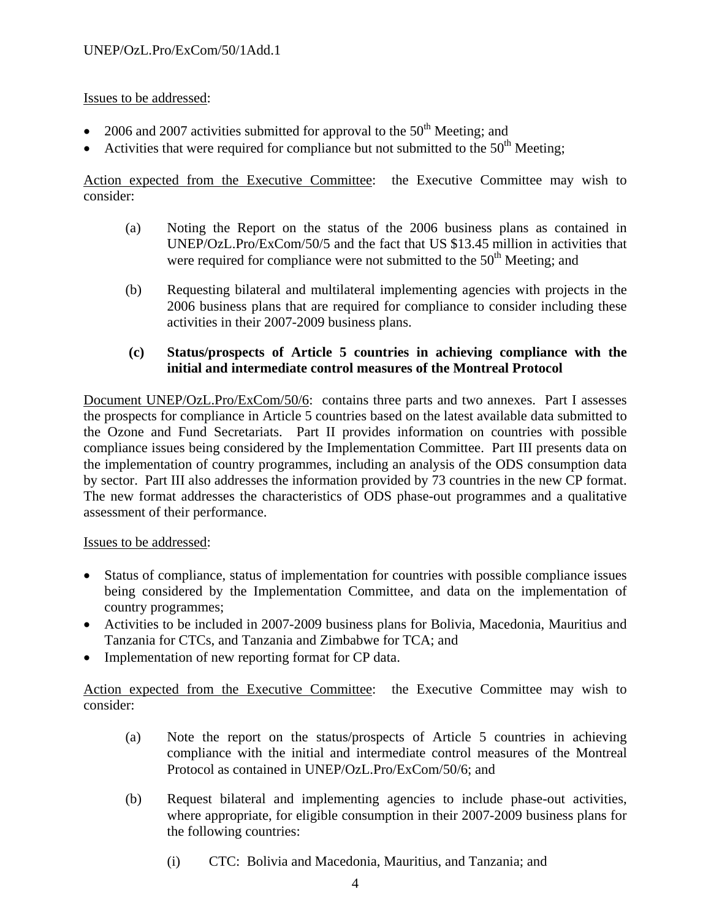Issues to be addressed:

- 2006 and 2007 activities submitted for approval to the 50th Meeting; and
- Activities that were required for compliance but not submitted to the 50th Meeting;

Action expected from the Executive Committee: the Executive Committee may wish to consider:

(a) Noting the Report on the status of the 2006 business plans as contained in UNEP/OzL.Pro/ExCom/50/5 and the fact that US $13.45 million in activities that were required for compliance were not submitted to the 50th Meeting; and

(b) Requesting bilateral and multilateral implementing agencies with projects in the 2006 business plans that are required for compliance to consider including these activities in their 2007-2009 business plans.

**(c) Status/prospects of Article 5 countries in achieving compliance with the initial and intermediate control measures of the Montreal Protocol**

Document UNEP/OzL.Pro/ExCom/50/6: contains three parts and two annexes. Part I assesses the prospects for compliance in Article 5 countries based on the latest available data submitted to the Ozone and Fund Secretariats. Part II provides information on countries with possible compliance issues being considered by the Implementation Committee. Part III presents data on the implementation of country programmes, including an analysis of the ODS consumption data by sector. Part III also addresses the information provided by 73 countries in the new CP format. The new format addresses the characteristics of ODS phase-out programmes and a qualitative assessment of their performance.

Issues to be addressed:

- Status of compliance, status of implementation for countries with possible compliance issues being considered by the Implementation Committee, and data on the implementation of country programmes;
- Activities to be included in 2007-2009 business plans for Bolivia, Macedonia, Mauritius and Tanzania for CTCs, and Tanzania and Zimbabwe for TCA; and
- Implementation of new reporting format for CP data.

Action expected from the Executive Committee: the Executive Committee may wish to consider:

(a) Note the report on the status/prospects of Article 5 countries in achieving compliance with the initial and intermediate control measures of the Montreal Protocol as contained in UNEP/OzL.Pro/ExCom/50/6; and

(b) Request bilateral and implementing agencies to include phase-out activities, where appropriate, for eligible consumption in their 2007-2009 business plans for the following countries:

(i) CTC: Bolivia and Macedonia, Mauritius, and Tanzania; and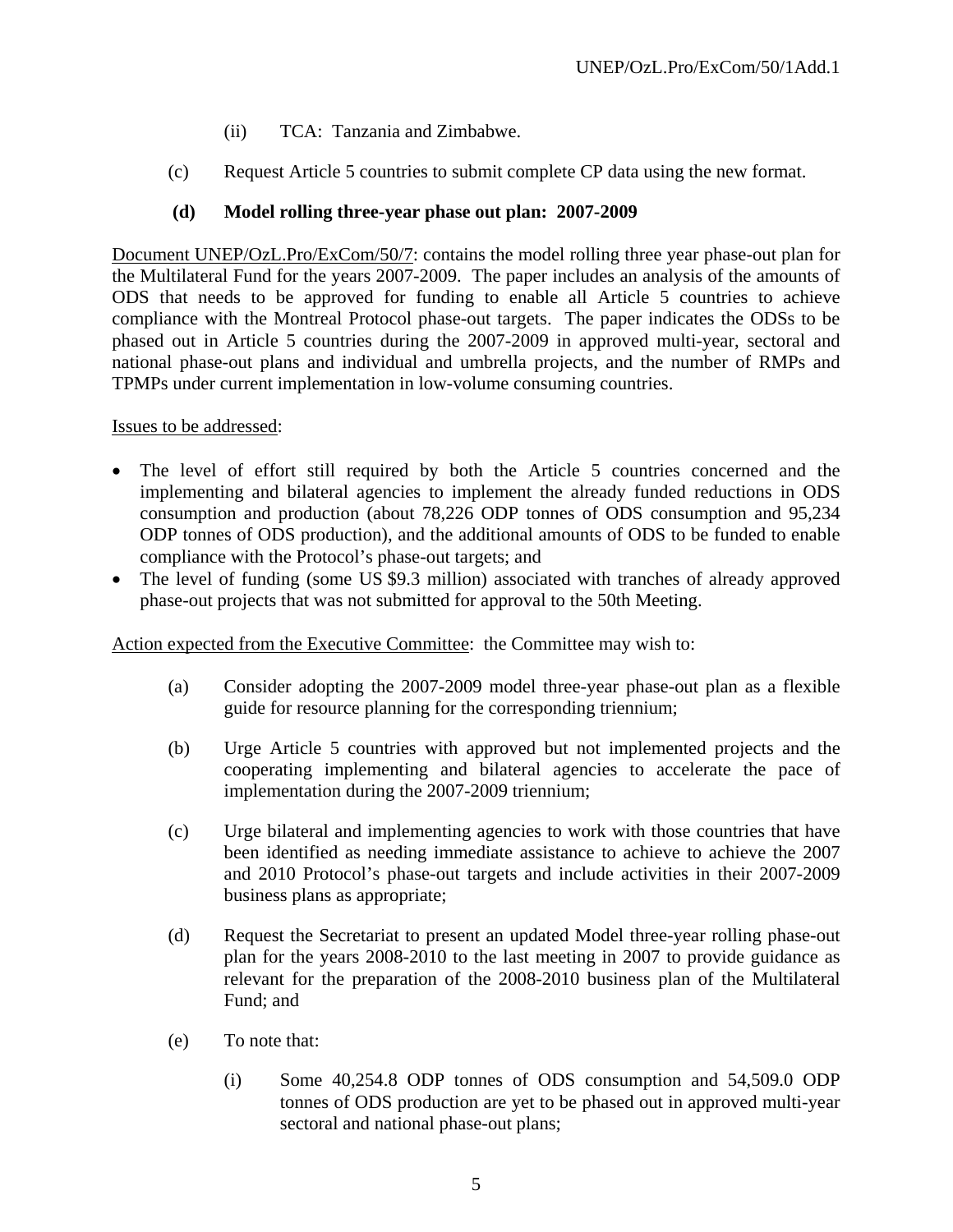(ii) TCA: Tanzania and Zimbabwe.

(c) Request Article 5 countries to submit complete CP data using the new format.

**(d) Model rolling three-year phase out plan: 2007-2009**

Document UNEP/OzL.Pro/ExCom/50/7: contains the model rolling three year phase-out plan for the Multilateral Fund for the years 2007-2009. The paper includes an analysis of the amounts of ODS that needs to be approved for funding to enable all Article 5 countries to achieve compliance with the Montreal Protocol phase-out targets. The paper indicates the ODSs to be phased out in Article 5 countries during the 2007-2009 in approved multi-year, sectoral and national phase-out plans and individual and umbrella projects, and the number of RMPs and TPMPs under current implementation in low-volume consuming countries.

Issues to be addressed:

- The level of effort still required by both the Article 5 countries concerned and the implementing and bilateral agencies to implement the already funded reductions in ODS consumption and production (about 78,226 ODP tonnes of ODS consumption and 95,234 ODP tonnes of ODS production), and the additional amounts of ODS to be funded to enable compliance with the Protocol's phase-out targets; and
- The level of funding (some US $9.3 million) associated with tranches of already approved phase-out projects that was not submitted for approval to the 50th Meeting.

Action expected from the Executive Committee: the Committee may wish to:

(a) Consider adopting the 2007-2009 model three-year phase-out plan as a flexible guide for resource planning for the corresponding triennium;

(b) Urge Article 5 countries with approved but not implemented projects and the cooperating implementing and bilateral agencies to accelerate the pace of implementation during the 2007-2009 triennium;

(c) Urge bilateral and implementing agencies to work with those countries that have been identified as needing immediate assistance to achieve to achieve the 2007 and 2010 Protocol's phase-out targets and include activities in their 2007-2009 business plans as appropriate;

(d) Request the Secretariat to present an updated Model three-year rolling phase-out plan for the years 2008-2010 to the last meeting in 2007 to provide guidance as relevant for the preparation of the 2008-2010 business plan of the Multilateral Fund; and

(e) To note that:

(i) Some 40,254.8 ODP tonnes of ODS consumption and 54,509.0 ODP tonnes of ODS production are yet to be phased out in approved multi-year sectoral and national phase-out plans;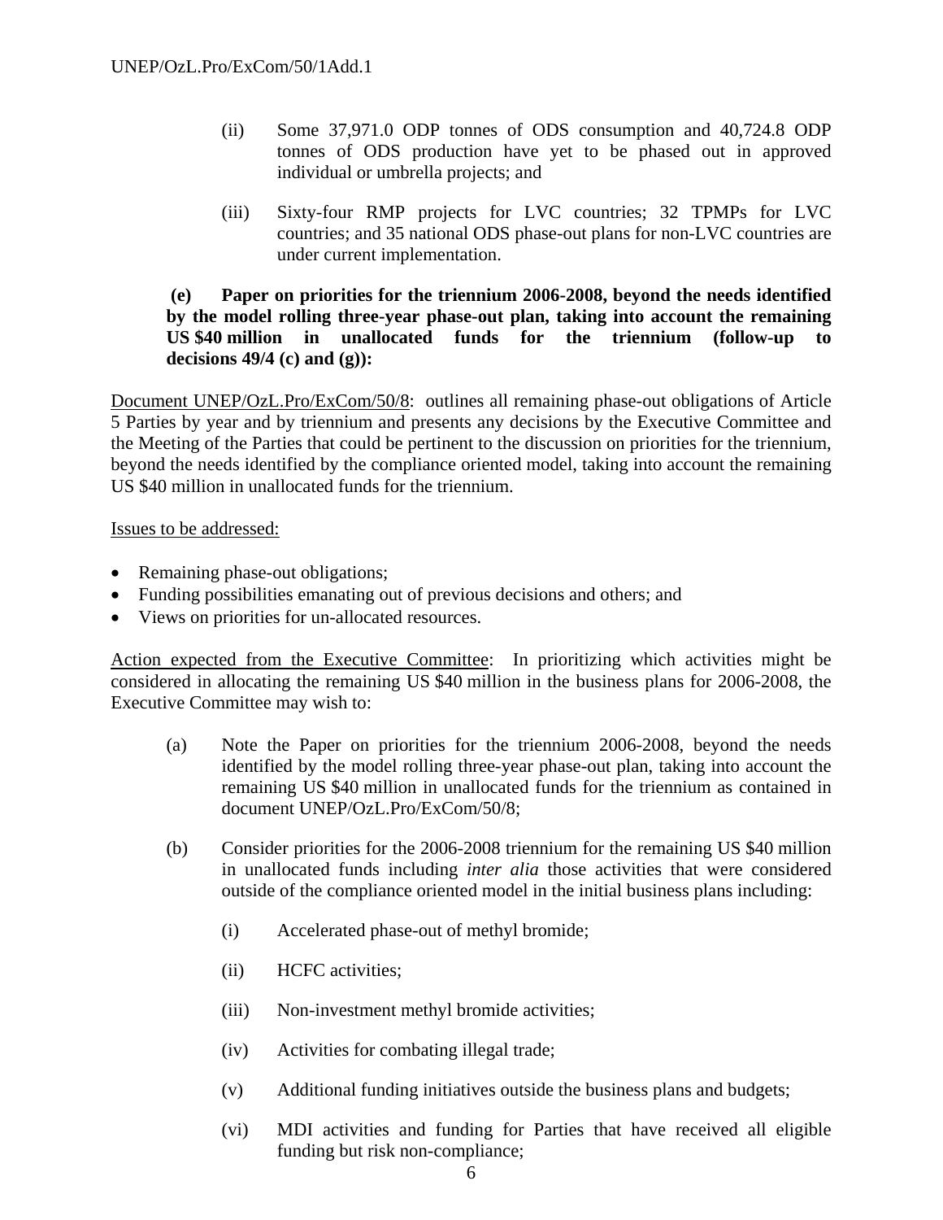(ii) Some 37,971.0 ODP tonnes of ODS consumption and 40,724.8 ODP tonnes of ODS production have yet to be phased out in approved individual or umbrella projects; and

(iii) Sixty-four RMP projects for LVC countries; 32 TPMPs for LVC countries; and 35 national ODS phase-out plans for non-LVC countries are under current implementation.

**(e) Paper on priorities for the triennium 2006-2008, beyond the needs identified by the model rolling three-year phase-out plan, taking into account the remaining US $40 million in unallocated funds for the triennium (follow-up to decisions 49/4 (c) and (g)):**

Document UNEP/OzL.Pro/ExCom/50/8: outlines all remaining phase-out obligations of Article 5 Parties by year and by triennium and presents any decisions by the Executive Committee and the Meeting of the Parties that could be pertinent to the discussion on priorities for the triennium, beyond the needs identified by the compliance oriented model, taking into account the remaining US $40 million in unallocated funds for the triennium.

Issues to be addressed:

- Remaining phase-out obligations;
- Funding possibilities emanating out of previous decisions and others; and
- Views on priorities for un-allocated resources.

Action expected from the Executive Committee: In prioritizing which activities might be considered in allocating the remaining US $40 million in the business plans for 2006-2008, the Executive Committee may wish to:

(a) Note the Paper on priorities for the triennium 2006-2008, beyond the needs identified by the model rolling three-year phase-out plan, taking into account the remaining US $40 million in unallocated funds for the triennium as contained in document UNEP/OzL.Pro/ExCom/50/8;

(b) Consider priorities for the 2006-2008 triennium for the remaining US $40 million in unallocated funds including *inter alia* those activities that were considered outside of the compliance oriented model in the initial business plans including:

(i) Accelerated phase-out of methyl bromide;

(ii) HCFC activities;

(iii) Non-investment methyl bromide activities;

(iv) Activities for combating illegal trade;

(v) Additional funding initiatives outside the business plans and budgets;

(vi) MDI activities and funding for Parties that have received all eligible funding but risk non-compliance;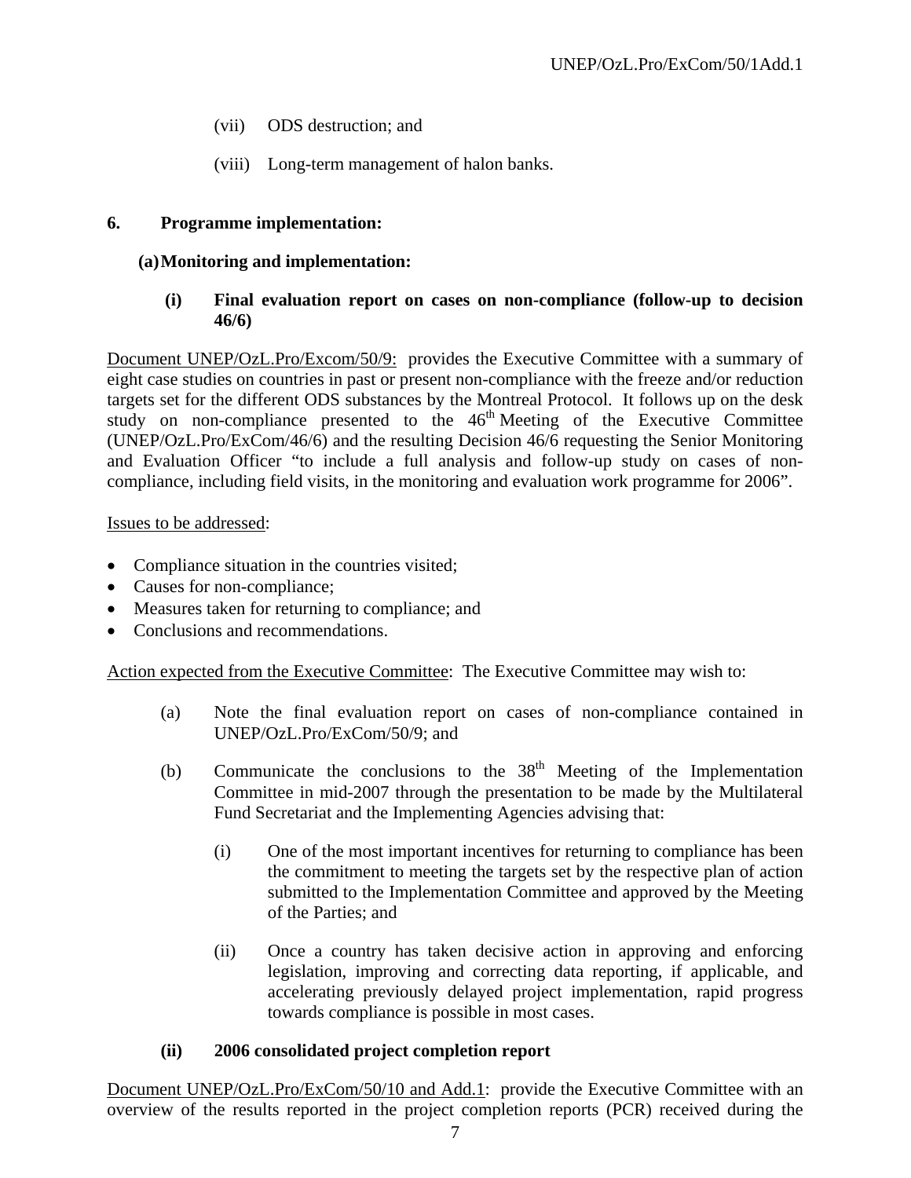(vii) ODS destruction; and

(viii) Long-term management of halon banks.

**6. Programme implementation:**

**(a) Monitoring and implementation:**

**(i) Final evaluation report on cases on non-compliance (follow-up to decision 46/6)**

Document UNEP/OzL.Pro/Excom/50/9: provides the Executive Committee with a summary of eight case studies on countries in past or present non-compliance with the freeze and/or reduction targets set for the different ODS substances by the Montreal Protocol. It follows up on the desk study on non-compliance presented to the 46th Meeting of the Executive Committee (UNEP/OzL.Pro/ExCom/46/6) and the resulting Decision 46/6 requesting the Senior Monitoring and Evaluation Officer "to include a full analysis and follow-up study on cases of non-compliance, including field visits, in the monitoring and evaluation work programme for 2006".

Issues to be addressed:

- Compliance situation in the countries visited;
- Causes for non-compliance;
- Measures taken for returning to compliance; and
- Conclusions and recommendations.

Action expected from the Executive Committee: The Executive Committee may wish to:

(a) Note the final evaluation report on cases of non-compliance contained in UNEP/OzL.Pro/ExCom/50/9; and

(b) Communicate the conclusions to the 38th Meeting of the Implementation Committee in mid-2007 through the presentation to be made by the Multilateral Fund Secretariat and the Implementing Agencies advising that:

(i) One of the most important incentives for returning to compliance has been the commitment to meeting the targets set by the respective plan of action submitted to the Implementation Committee and approved by the Meeting of the Parties; and

(ii) Once a country has taken decisive action in approving and enforcing legislation, improving and correcting data reporting, if applicable, and accelerating previously delayed project implementation, rapid progress towards compliance is possible in most cases.

**(ii) 2006 consolidated project completion report**

Document UNEP/OzL.Pro/ExCom/50/10 and Add.1: provide the Executive Committee with an overview of the results reported in the project completion reports (PCR) received during the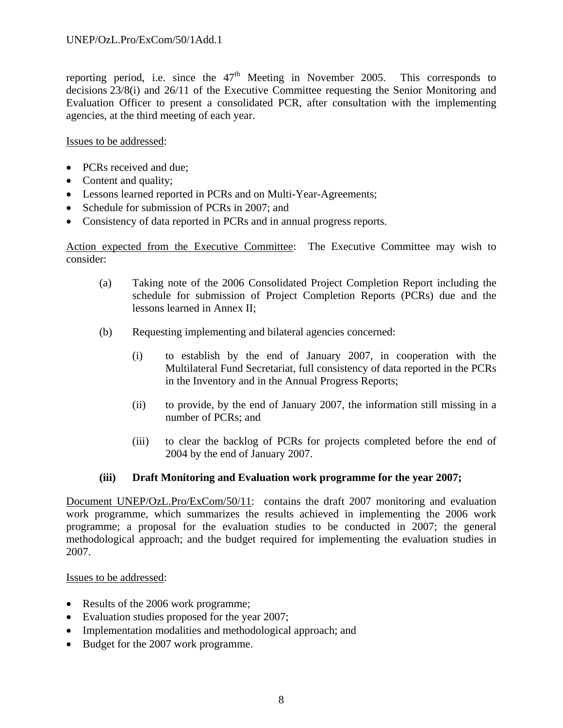reporting period, i.e. since the 47th Meeting in November 2005. This corresponds to decisions 23/8(i) and 26/11 of the Executive Committee requesting the Senior Monitoring and Evaluation Officer to present a consolidated PCR, after consultation with the implementing agencies, at the third meeting of each year.

Issues to be addressed:

- PCRs received and due;
- Content and quality;
- Lessons learned reported in PCRs and on Multi-Year-Agreements;
- Schedule for submission of PCRs in 2007; and
- Consistency of data reported in PCRs and in annual progress reports.

Action expected from the Executive Committee: The Executive Committee may wish to consider:

(a) Taking note of the 2006 Consolidated Project Completion Report including the schedule for submission of Project Completion Reports (PCRs) due and the lessons learned in Annex II;

(b) Requesting implementing and bilateral agencies concerned:

  (i) to establish by the end of January 2007, in cooperation with the Multilateral Fund Secretariat, full consistency of data reported in the PCRs in the Inventory and in the Annual Progress Reports;

  (ii) to provide, by the end of January 2007, the information still missing in a number of PCRs; and

  (iii) to clear the backlog of PCRs for projects completed before the end of 2004 by the end of January 2007.

**(iii) Draft Monitoring and Evaluation work programme for the year 2007;**

Document UNEP/OzL.Pro/ExCom/50/11: contains the draft 2007 monitoring and evaluation work programme, which summarizes the results achieved in implementing the 2006 work programme; a proposal for the evaluation studies to be conducted in 2007; the general methodological approach; and the budget required for implementing the evaluation studies in 2007.

Issues to be addressed:

- Results of the 2006 work programme;
- Evaluation studies proposed for the year 2007;
- Implementation modalities and methodological approach; and
- Budget for the 2007 work programme.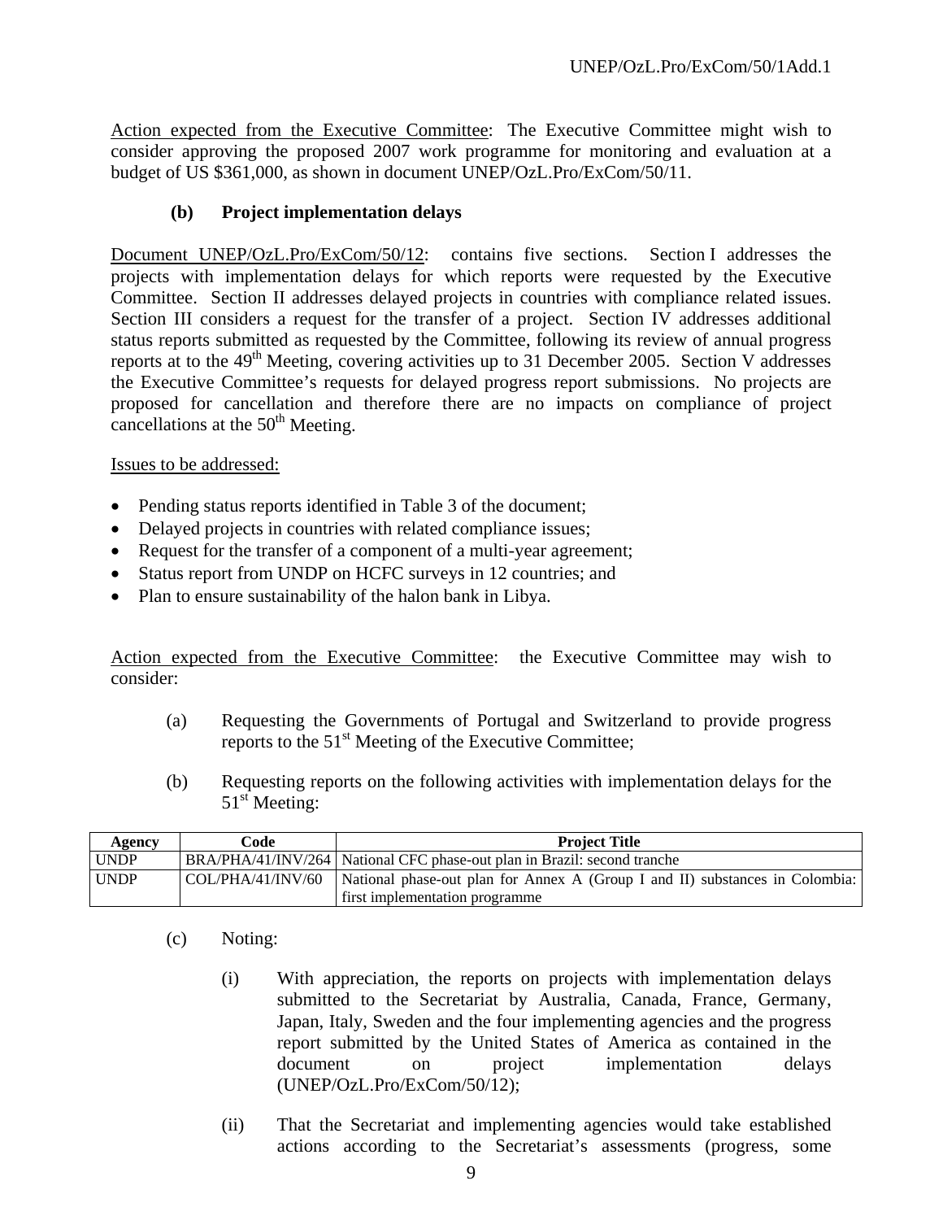Action expected from the Executive Committee: The Executive Committee might wish to consider approving the proposed 2007 work programme for monitoring and evaluation at a budget of US $361,000, as shown in document UNEP/OzL.Pro/ExCom/50/11.

### (b) Project implementation delays

Document UNEP/OzL.Pro/ExCom/50/12: contains five sections. Section I addresses the projects with implementation delays for which reports were requested by the Executive Committee. Section II addresses delayed projects in countries with compliance related issues. Section III considers a request for the transfer of a project. Section IV addresses additional status reports submitted as requested by the Committee, following its review of annual progress reports at to the 49th Meeting, covering activities up to 31 December 2005. Section V addresses the Executive Committee's requests for delayed progress report submissions. No projects are proposed for cancellation and therefore there are no impacts on compliance of project cancellations at the 50th Meeting.

Issues to be addressed:

- Pending status reports identified in Table 3 of the document;
- Delayed projects in countries with related compliance issues;
- Request for the transfer of a component of a multi-year agreement;
- Status report from UNDP on HCFC surveys in 12 countries; and
- Plan to ensure sustainability of the halon bank in Libya.

Action expected from the Executive Committee: the Executive Committee may wish to consider:

(a) Requesting the Governments of Portugal and Switzerland to provide progress reports to the 51st Meeting of the Executive Committee;

(b) Requesting reports on the following activities with implementation delays for the 51st Meeting:

| Agency | Code | Project Title |
|---|---|---|
| UNDP | BRA/PHA/41/INV/264 | National CFC phase-out plan in Brazil: second tranche |
| UNDP | COL/PHA/41/INV/60 | National phase-out plan for Annex A (Group I and II) substances in Colombia: first implementation programme |

(c) Noting:

(i) With appreciation, the reports on projects with implementation delays submitted to the Secretariat by Australia, Canada, France, Germany, Japan, Italy, Sweden and the four implementing agencies and the progress report submitted by the United States of America as contained in the document on project implementation delays (UNEP/OzL.Pro/ExCom/50/12);

(ii) That the Secretariat and implementing agencies would take established actions according to the Secretariat's assessments (progress, some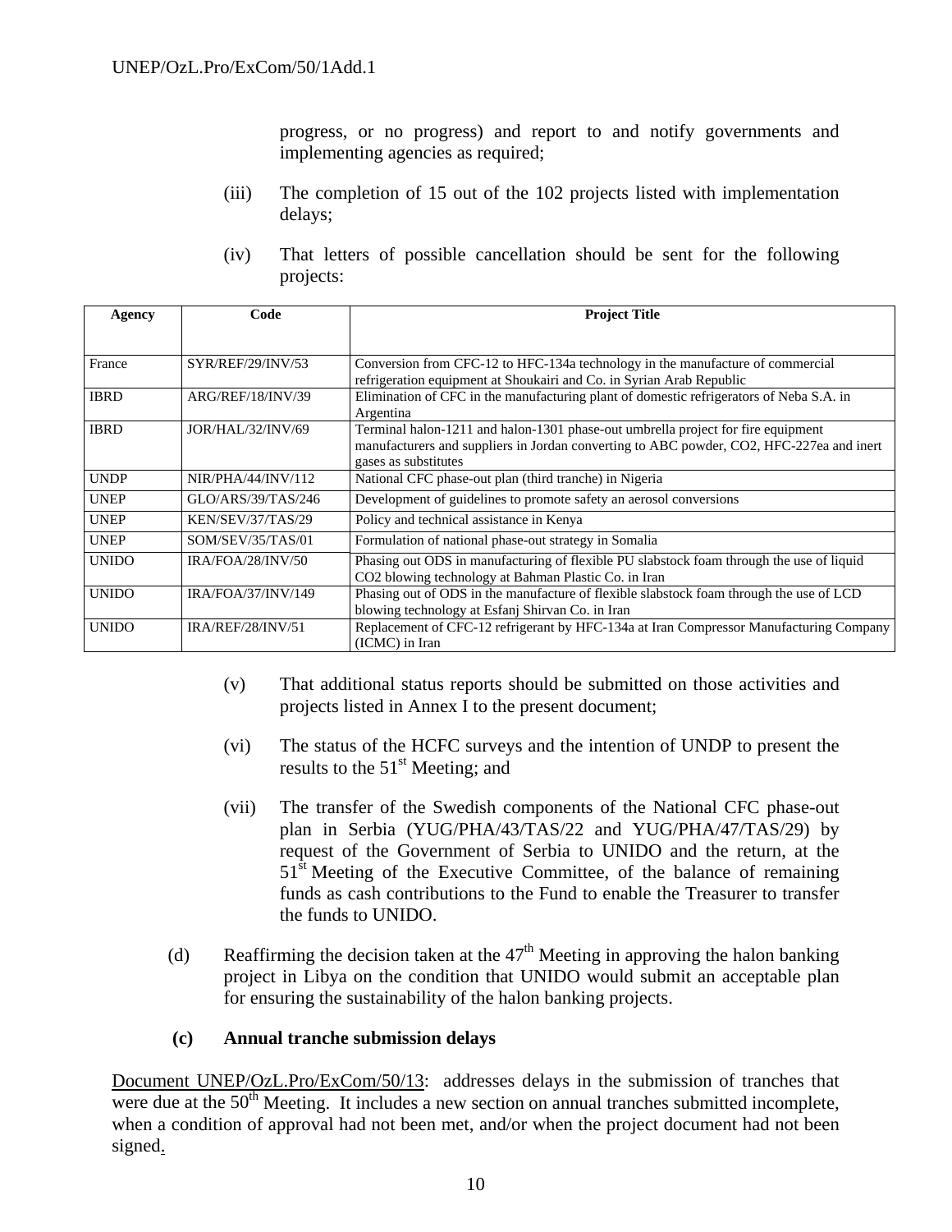progress, or no progress) and report to and notify governments and implementing agencies as required;

(iii) The completion of 15 out of the 102 projects listed with implementation delays;

(iv) That letters of possible cancellation should be sent for the following projects:

| Agency | Code | Project Title |
|---|---|---|
| France | SYR/REF/29/INV/53 | Conversion from CFC-12 to HFC-134a technology in the manufacture of commercial refrigeration equipment at Shoukairi and Co. in Syrian Arab Republic |
| IBRD | ARG/REF/18/INV/39 | Elimination of CFC in the manufacturing plant of domestic refrigerators of Neba S.A. in Argentina |
| IBRD | JOR/HAL/32/INV/69 | Terminal halon-1211 and halon-1301 phase-out umbrella project for fire equipment manufacturers and suppliers in Jordan converting to ABC powder, CO2, HFC-227ea and inert gases as substitutes |
| UNDP | NIR/PHA/44/INV/112 | National CFC phase-out plan (third tranche) in Nigeria |
| UNEP | GLO/ARS/39/TAS/246 | Development of guidelines to promote safety an aerosol conversions |
| UNEP | KEN/SEV/37/TAS/29 | Policy and technical assistance in Kenya |
| UNEP | SOM/SEV/35/TAS/01 | Formulation of national phase-out strategy in Somalia |
| UNIDO | IRA/FOA/28/INV/50 | Phasing out ODS in manufacturing of flexible PU slabstock foam through the use of liquid CO2 blowing technology at Bahman Plastic Co. in Iran |
| UNIDO | IRA/FOA/37/INV/149 | Phasing out of ODS in the manufacture of flexible slabstock foam through the use of LCD blowing technology at Esfanj Shirvan Co. in Iran |
| UNIDO | IRA/REF/28/INV/51 | Replacement of CFC-12 refrigerant by HFC-134a at Iran Compressor Manufacturing Company (ICMC) in Iran |

(v) That additional status reports should be submitted on those activities and projects listed in Annex I to the present document;

(vi) The status of the HCFC surveys and the intention of UNDP to present the results to the 51st Meeting; and

(vii) The transfer of the Swedish components of the National CFC phase-out plan in Serbia (YUG/PHA/43/TAS/22 and YUG/PHA/47/TAS/29) by request of the Government of Serbia to UNIDO and the return, at the 51st Meeting of the Executive Committee, of the balance of remaining funds as cash contributions to the Fund to enable the Treasurer to transfer the funds to UNIDO.

(d) Reaffirming the decision taken at the 47th Meeting in approving the halon banking project in Libya on the condition that UNIDO would submit an acceptable plan for ensuring the sustainability of the halon banking projects.

**(c) Annual tranche submission delays**

Document UNEP/OzL.Pro/ExCom/50/13: addresses delays in the submission of tranches that were due at the 50th Meeting. It includes a new section on annual tranches submitted incomplete, when a condition of approval had not been met, and/or when the project document had not been signed.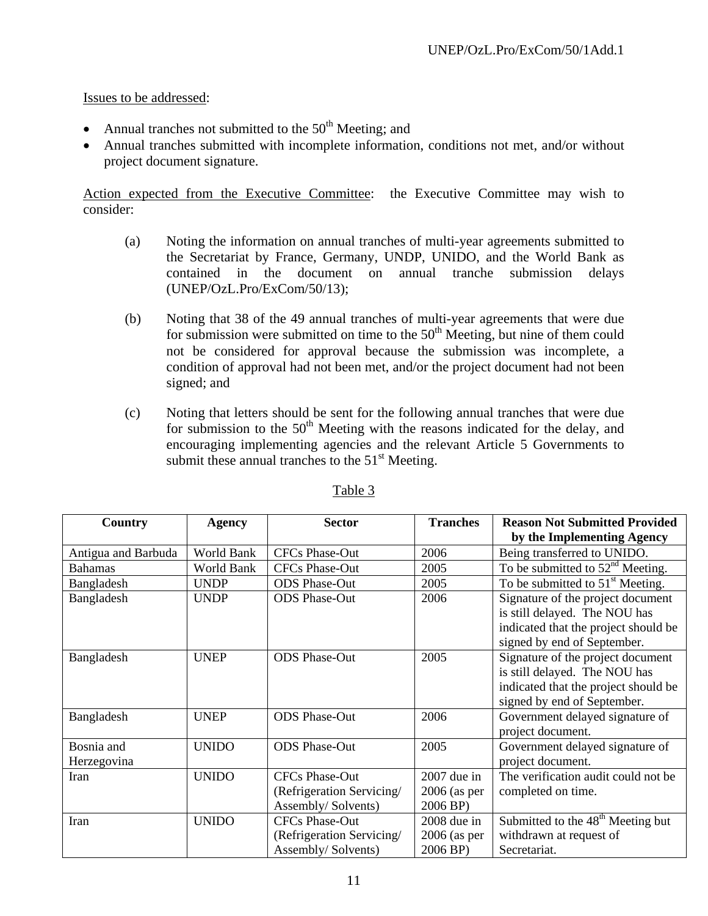Issues to be addressed:

- Annual tranches not submitted to the 50th Meeting; and
- Annual tranches submitted with incomplete information, conditions not met, and/or without project document signature.

Action expected from the Executive Committee: the Executive Committee may wish to consider:

(a) Noting the information on annual tranches of multi-year agreements submitted to the Secretariat by France, Germany, UNDP, UNIDO, and the World Bank as contained in the document on annual tranche submission delays (UNEP/OzL.Pro/ExCom/50/13);

(b) Noting that 38 of the 49 annual tranches of multi-year agreements that were due for submission were submitted on time to the 50th Meeting, but nine of them could not be considered for approval because the submission was incomplete, a condition of approval had not been met, and/or the project document had not been signed; and

(c) Noting that letters should be sent for the following annual tranches that were due for submission to the 50th Meeting with the reasons indicated for the delay, and encouraging implementing agencies and the relevant Article 5 Governments to submit these annual tranches to the 51st Meeting.

Table 3

| Country | Agency | Sector | Tranches | Reason Not Submitted Provided by the Implementing Agency |
|---|---|---|---|---|
| Antigua and Barbuda | World Bank | CFCs Phase-Out | 2006 | Being transferred to UNIDO. |
| Bahamas | World Bank | CFCs Phase-Out | 2005 | To be submitted to 52nd Meeting. |
| Bangladesh | UNDP | ODS Phase-Out | 2005 | To be submitted to 51st Meeting. |
| Bangladesh | UNDP | ODS Phase-Out | 2006 | Signature of the project document is still delayed. The NOU has indicated that the project should be signed by end of September. |
| Bangladesh | UNEP | ODS Phase-Out | 2005 | Signature of the project document is still delayed. The NOU has indicated that the project should be signed by end of September. |
| Bangladesh | UNEP | ODS Phase-Out | 2006 | Government delayed signature of project document. |
| Bosnia and Herzegovina | UNIDO | ODS Phase-Out | 2005 | Government delayed signature of project document. |
| Iran | UNIDO | CFCs Phase-Out (Refrigeration Servicing/ Assembly/ Solvents) | 2007 due in 2006 (as per 2006 BP) | The verification audit could not be completed on time. |
| Iran | UNIDO | CFCs Phase-Out (Refrigeration Servicing/ Assembly/ Solvents) | 2008 due in 2006 (as per 2006 BP) | Submitted to the 48th Meeting but withdrawn at request of Secretariat. |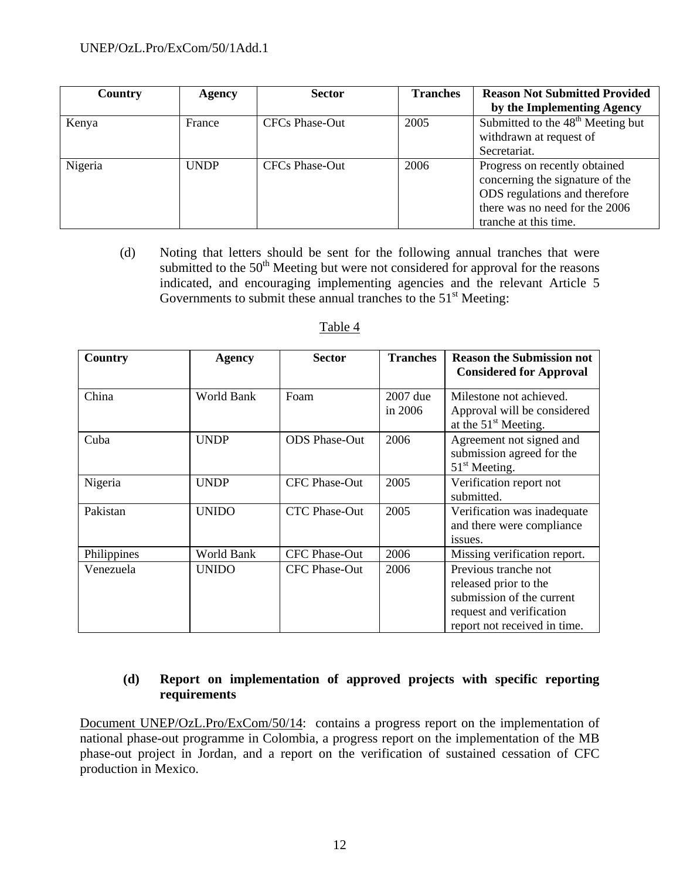| Country | Agency | Sector | Tranches | Reason Not Submitted Provided by the Implementing Agency |
|---|---|---|---|---|
| Kenya | France | CFCs Phase-Out | 2005 | Submitted to the 48th Meeting but withdrawn at request of Secretariat. |
| Nigeria | UNDP | CFCs Phase-Out | 2006 | Progress on recently obtained concerning the signature of the ODS regulations and therefore there was no need for the 2006 tranche at this time. |

(d) Noting that letters should be sent for the following annual tranches that were submitted to the 50th Meeting but were not considered for approval for the reasons indicated, and encouraging implementing agencies and the relevant Article 5 Governments to submit these annual tranches to the 51st Meeting:

Table 4

| Country | Agency | Sector | Tranches | Reason the Submission not Considered for Approval |
|---|---|---|---|---|
| China | World Bank | Foam | 2007 due in 2006 | Milestone not achieved. Approval will be considered at the 51st Meeting. |
| Cuba | UNDP | ODS Phase-Out | 2006 | Agreement not signed and submission agreed for the 51st Meeting. |
| Nigeria | UNDP | CFC Phase-Out | 2005 | Verification report not submitted. |
| Pakistan | UNIDO | CTC Phase-Out | 2005 | Verification was inadequate and there were compliance issues. |
| Philippines | World Bank | CFC Phase-Out | 2006 | Missing verification report. |
| Venezuela | UNIDO | CFC Phase-Out | 2006 | Previous tranche not released prior to the submission of the current request and verification report not received in time. |

**(d) Report on implementation of approved projects with specific reporting requirements**

Document UNEP/OzL.Pro/ExCom/50/14: contains a progress report on the implementation of national phase-out programme in Colombia, a progress report on the implementation of the MB phase-out project in Jordan, and a report on the verification of sustained cessation of CFC production in Mexico.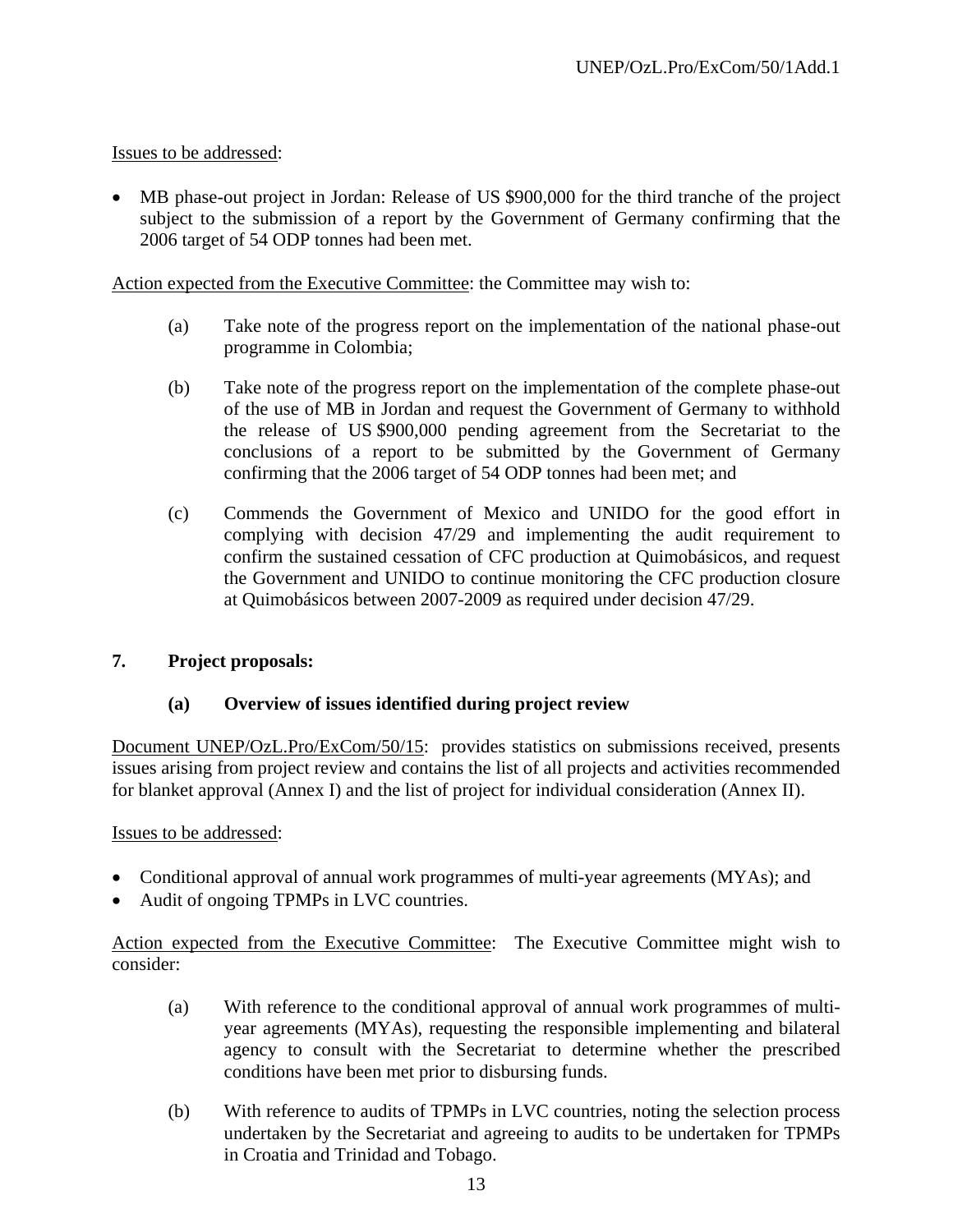Issues to be addressed:

- MB phase-out project in Jordan: Release of US $900,000 for the third tranche of the project subject to the submission of a report by the Government of Germany confirming that the 2006 target of 54 ODP tonnes had been met.

Action expected from the Executive Committee: the Committee may wish to:

(a) Take note of the progress report on the implementation of the national phase-out programme in Colombia;

(b) Take note of the progress report on the implementation of the complete phase-out of the use of MB in Jordan and request the Government of Germany to withhold the release of US $900,000 pending agreement from the Secretariat to the conclusions of a report to be submitted by the Government of Germany confirming that the 2006 target of 54 ODP tonnes had been met; and

(c) Commends the Government of Mexico and UNIDO for the good effort in complying with decision 47/29 and implementing the audit requirement to confirm the sustained cessation of CFC production at Quimobásicos, and request the Government and UNIDO to continue monitoring the CFC production closure at Quimobásicos between 2007-2009 as required under decision 47/29.

**7. Project proposals:**

**(a) Overview of issues identified during project review**

Document UNEP/OzL.Pro/ExCom/50/15: provides statistics on submissions received, presents issues arising from project review and contains the list of all projects and activities recommended for blanket approval (Annex I) and the list of project for individual consideration (Annex II).

Issues to be addressed:

- Conditional approval of annual work programmes of multi-year agreements (MYAs); and
- Audit of ongoing TPMPs in LVC countries.

Action expected from the Executive Committee: The Executive Committee might wish to consider:

(a) With reference to the conditional approval of annual work programmes of multi-year agreements (MYAs), requesting the responsible implementing and bilateral agency to consult with the Secretariat to determine whether the prescribed conditions have been met prior to disbursing funds.

(b) With reference to audits of TPMPs in LVC countries, noting the selection process undertaken by the Secretariat and agreeing to audits to be undertaken for TPMPs in Croatia and Trinidad and Tobago.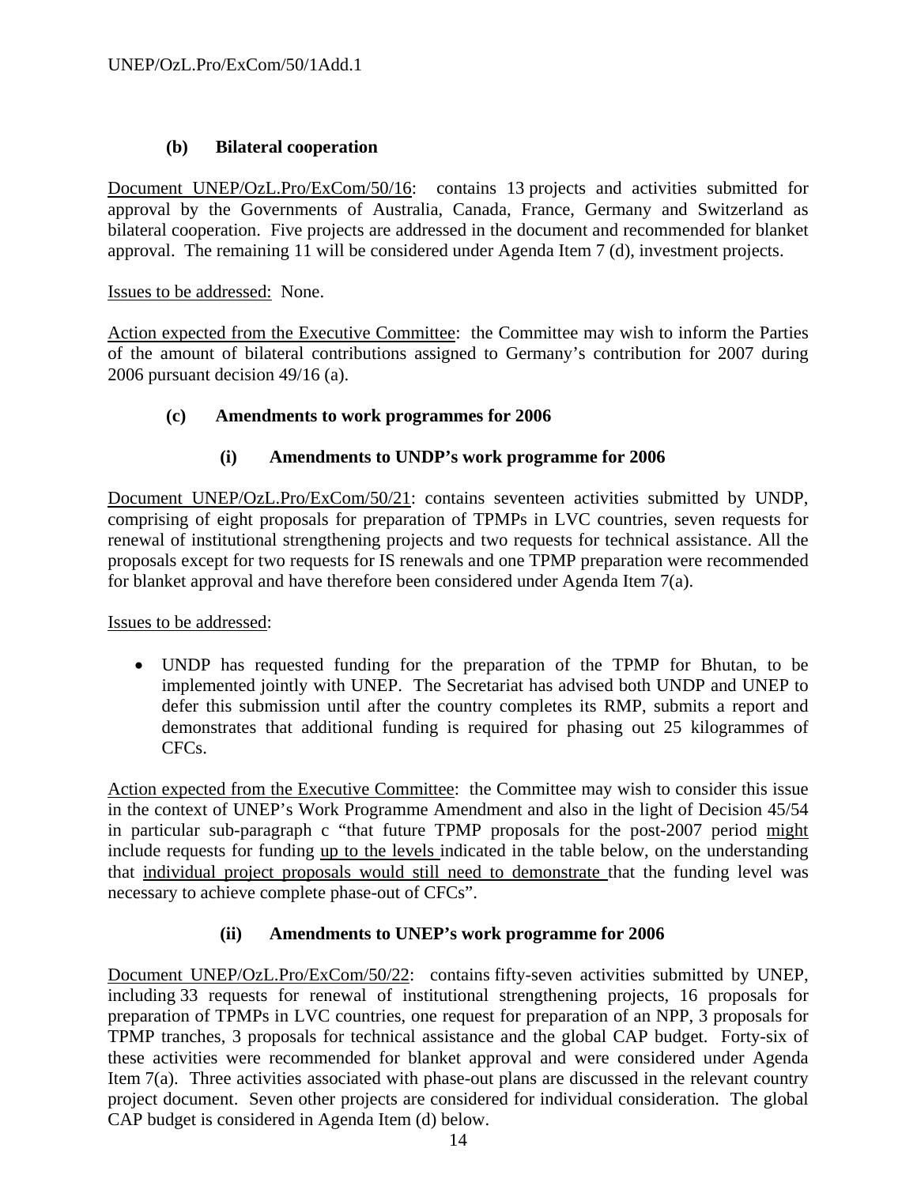**(b) Bilateral cooperation**

Document UNEP/OzL.Pro/ExCom/50/16: contains 13 projects and activities submitted for approval by the Governments of Australia, Canada, France, Germany and Switzerland as bilateral cooperation. Five projects are addressed in the document and recommended for blanket approval. The remaining 11 will be considered under Agenda Item 7 (d), investment projects.

Issues to be addressed: None.

Action expected from the Executive Committee: the Committee may wish to inform the Parties of the amount of bilateral contributions assigned to Germany's contribution for 2007 during 2006 pursuant decision 49/16 (a).

**(c) Amendments to work programmes for 2006**

**(i) Amendments to UNDP's work programme for 2006**

Document UNEP/OzL.Pro/ExCom/50/21: contains seventeen activities submitted by UNDP, comprising of eight proposals for preparation of TPMPs in LVC countries, seven requests for renewal of institutional strengthening projects and two requests for technical assistance. All the proposals except for two requests for IS renewals and one TPMP preparation were recommended for blanket approval and have therefore been considered under Agenda Item 7(a).

Issues to be addressed:

- UNDP has requested funding for the preparation of the TPMP for Bhutan, to be implemented jointly with UNEP. The Secretariat has advised both UNDP and UNEP to defer this submission until after the country completes its RMP, submits a report and demonstrates that additional funding is required for phasing out 25 kilogrammes of CFCs.

Action expected from the Executive Committee: the Committee may wish to consider this issue in the context of UNEP's Work Programme Amendment and also in the light of Decision 45/54 in particular sub-paragraph c "that future TPMP proposals for the post-2007 period might include requests for funding up to the levels indicated in the table below, on the understanding that individual project proposals would still need to demonstrate that the funding level was necessary to achieve complete phase-out of CFCs".

**(ii) Amendments to UNEP's work programme for 2006**

Document UNEP/OzL.Pro/ExCom/50/22: contains fifty-seven activities submitted by UNEP, including 33 requests for renewal of institutional strengthening projects, 16 proposals for preparation of TPMPs in LVC countries, one request for preparation of an NPP, 3 proposals for TPMP tranches, 3 proposals for technical assistance and the global CAP budget. Forty-six of these activities were recommended for blanket approval and were considered under Agenda Item 7(a). Three activities associated with phase-out plans are discussed in the relevant country project document. Seven other projects are considered for individual consideration. The global CAP budget is considered in Agenda Item (d) below.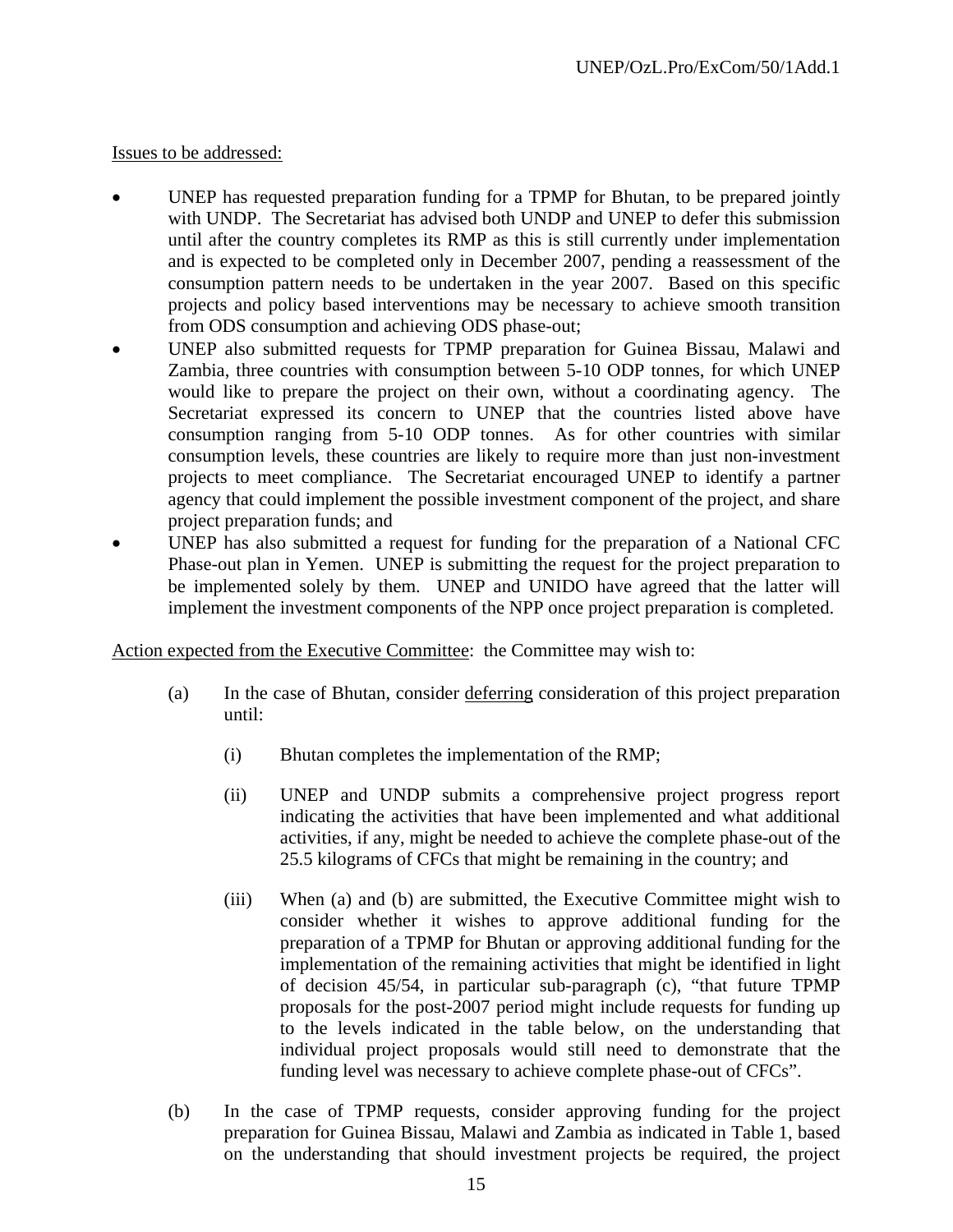Issues to be addressed:

- UNEP has requested preparation funding for a TPMP for Bhutan, to be prepared jointly with UNDP. The Secretariat has advised both UNDP and UNEP to defer this submission until after the country completes its RMP as this is still currently under implementation and is expected to be completed only in December 2007, pending a reassessment of the consumption pattern needs to be undertaken in the year 2007. Based on this specific projects and policy based interventions may be necessary to achieve smooth transition from ODS consumption and achieving ODS phase-out;
- UNEP also submitted requests for TPMP preparation for Guinea Bissau, Malawi and Zambia, three countries with consumption between 5-10 ODP tonnes, for which UNEP would like to prepare the project on their own, without a coordinating agency. The Secretariat expressed its concern to UNEP that the countries listed above have consumption ranging from 5-10 ODP tonnes. As for other countries with similar consumption levels, these countries are likely to require more than just non-investment projects to meet compliance. The Secretariat encouraged UNEP to identify a partner agency that could implement the possible investment component of the project, and share project preparation funds; and
- UNEP has also submitted a request for funding for the preparation of a National CFC Phase-out plan in Yemen. UNEP is submitting the request for the project preparation to be implemented solely by them. UNEP and UNIDO have agreed that the latter will implement the investment components of the NPP once project preparation is completed.

Action expected from the Executive Committee: the Committee may wish to:

(a) In the case of Bhutan, consider deferring consideration of this project preparation until:

   (i) Bhutan completes the implementation of the RMP;

   (ii) UNEP and UNDP submits a comprehensive project progress report indicating the activities that have been implemented and what additional activities, if any, might be needed to achieve the complete phase-out of the 25.5 kilograms of CFCs that might be remaining in the country; and

   (iii) When (a) and (b) are submitted, the Executive Committee might wish to consider whether it wishes to approve additional funding for the preparation of a TPMP for Bhutan or approving additional funding for the implementation of the remaining activities that might be identified in light of decision 45/54, in particular sub-paragraph (c), "that future TPMP proposals for the post-2007 period might include requests for funding up to the levels indicated in the table below, on the understanding that individual project proposals would still need to demonstrate that the funding level was necessary to achieve complete phase-out of CFCs".

(b) In the case of TPMP requests, consider approving funding for the project preparation for Guinea Bissau, Malawi and Zambia as indicated in Table 1, based on the understanding that should investment projects be required, the project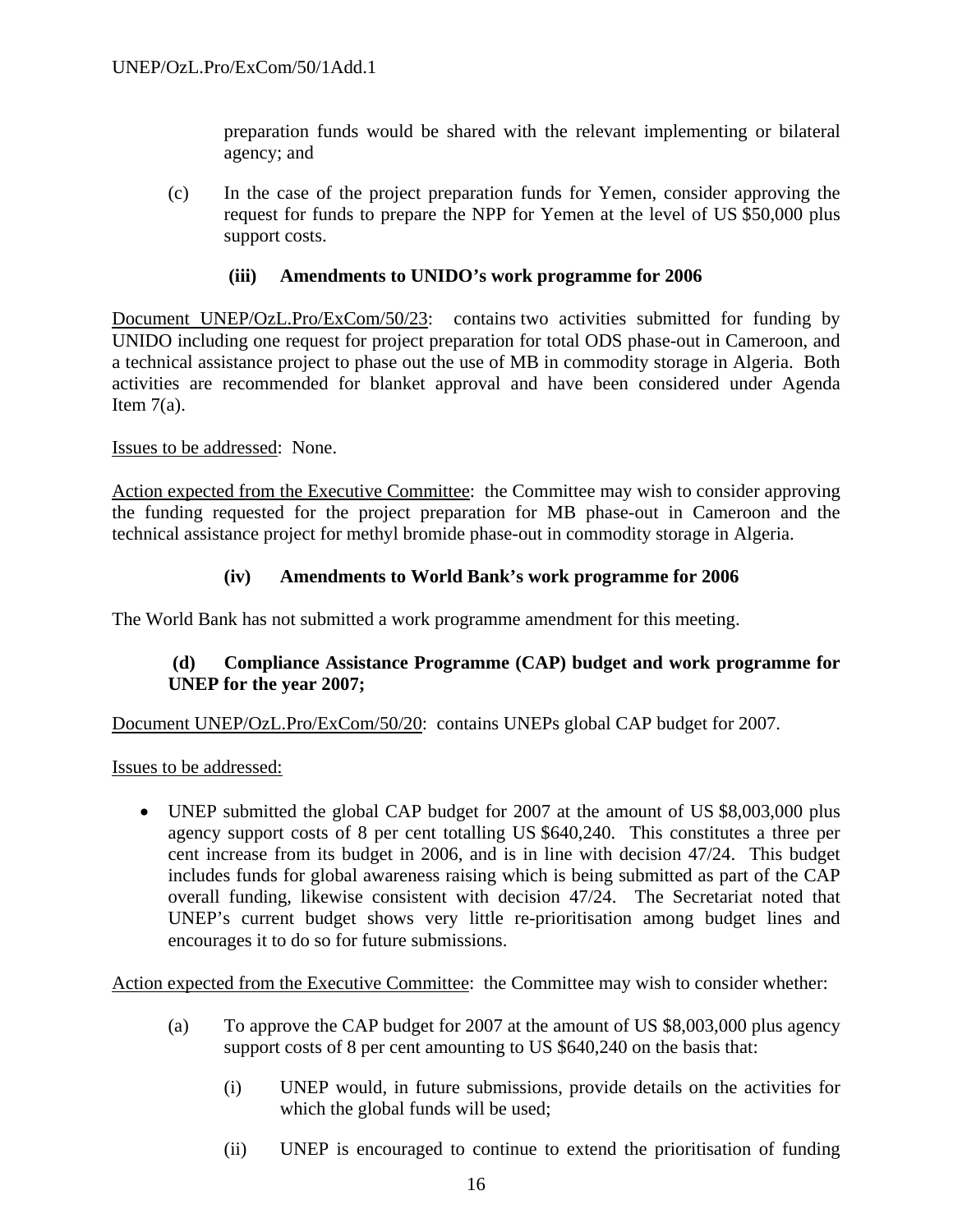preparation funds would be shared with the relevant implementing or bilateral agency; and

(c) In the case of the project preparation funds for Yemen, consider approving the request for funds to prepare the NPP for Yemen at the level of US $50,000 plus support costs.

**(iii) Amendments to UNIDO's work programme for 2006**

Document UNEP/OzL.Pro/ExCom/50/23: contains two activities submitted for funding by UNIDO including one request for project preparation for total ODS phase-out in Cameroon, and a technical assistance project to phase out the use of MB in commodity storage in Algeria. Both activities are recommended for blanket approval and have been considered under Agenda Item 7(a).

Issues to be addressed: None.

Action expected from the Executive Committee: the Committee may wish to consider approving the funding requested for the project preparation for MB phase-out in Cameroon and the technical assistance project for methyl bromide phase-out in commodity storage in Algeria.

**(iv) Amendments to World Bank's work programme for 2006**

The World Bank has not submitted a work programme amendment for this meeting.

**(d) Compliance Assistance Programme (CAP) budget and work programme for UNEP for the year 2007;**

Document UNEP/OzL.Pro/ExCom/50/20: contains UNEPs global CAP budget for 2007.

Issues to be addressed:

- UNEP submitted the global CAP budget for 2007 at the amount of US $8,003,000 plus agency support costs of 8 per cent totalling US $640,240. This constitutes a three per cent increase from its budget in 2006, and is in line with decision 47/24. This budget includes funds for global awareness raising which is being submitted as part of the CAP overall funding, likewise consistent with decision 47/24. The Secretariat noted that UNEP's current budget shows very little re-prioritisation among budget lines and encourages it to do so for future submissions.

Action expected from the Executive Committee: the Committee may wish to consider whether:

(a) To approve the CAP budget for 2007 at the amount of US $8,003,000 plus agency support costs of 8 per cent amounting to US $640,240 on the basis that:

(i) UNEP would, in future submissions, provide details on the activities for which the global funds will be used;

(ii) UNEP is encouraged to continue to extend the prioritisation of funding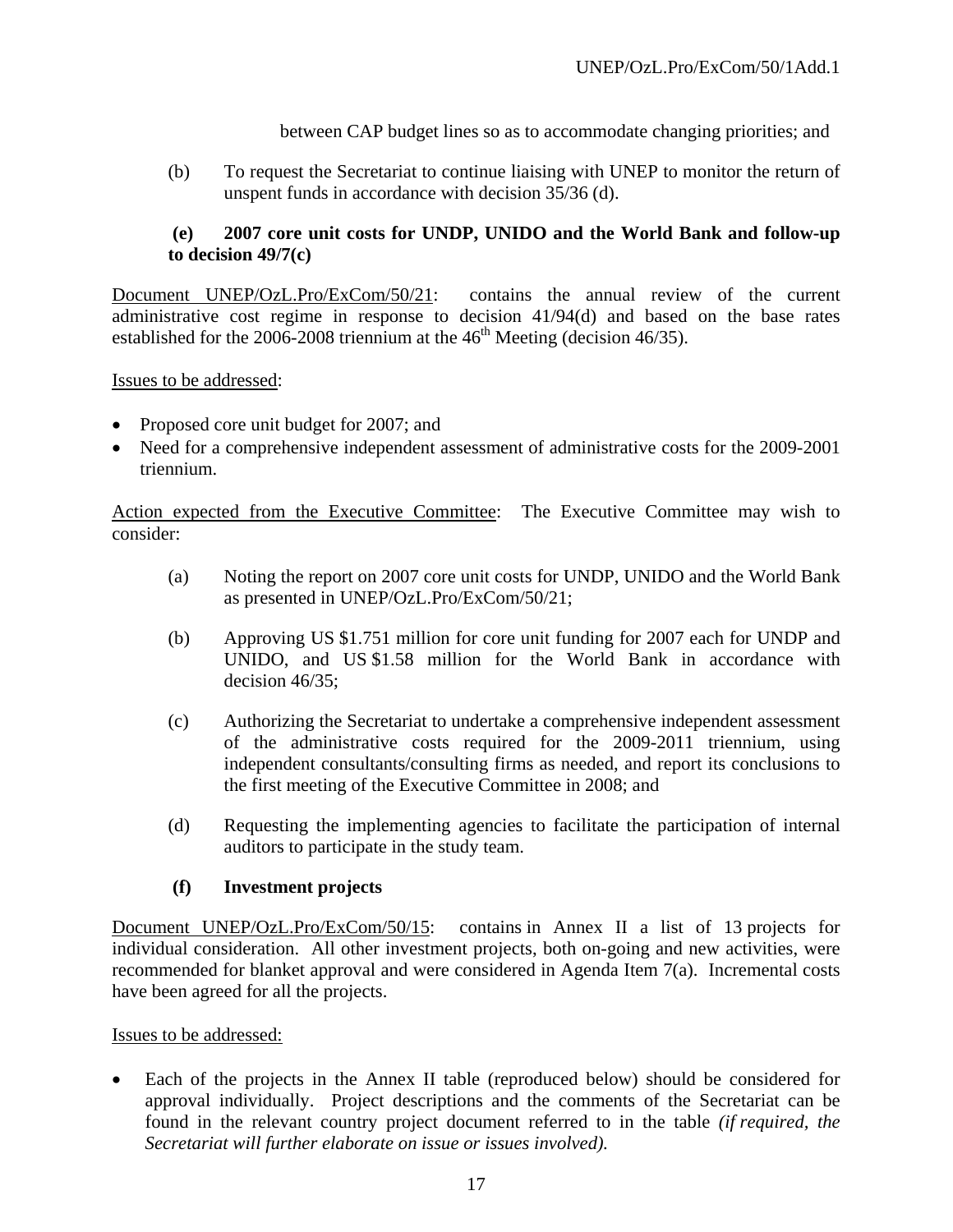between CAP budget lines so as to accommodate changing priorities; and

(b) To request the Secretariat to continue liaising with UNEP to monitor the return of unspent funds in accordance with decision 35/36 (d).

**(e) 2007 core unit costs for UNDP, UNIDO and the World Bank and follow-up to decision 49/7(c)**

Document UNEP/OzL.Pro/ExCom/50/21: contains the annual review of the current administrative cost regime in response to decision 41/94(d) and based on the base rates established for the 2006-2008 triennium at the 46th Meeting (decision 46/35).

Issues to be addressed:

- Proposed core unit budget for 2007; and
- Need for a comprehensive independent assessment of administrative costs for the 2009-2001 triennium.

Action expected from the Executive Committee: The Executive Committee may wish to consider:

(a) Noting the report on 2007 core unit costs for UNDP, UNIDO and the World Bank as presented in UNEP/OzL.Pro/ExCom/50/21;

(b) Approving US $1.751 million for core unit funding for 2007 each for UNDP and UNIDO, and US $1.58 million for the World Bank in accordance with decision 46/35;

(c) Authorizing the Secretariat to undertake a comprehensive independent assessment of the administrative costs required for the 2009-2011 triennium, using independent consultants/consulting firms as needed, and report its conclusions to the first meeting of the Executive Committee in 2008; and

(d) Requesting the implementing agencies to facilitate the participation of internal auditors to participate in the study team.

**(f) Investment projects**

Document UNEP/OzL.Pro/ExCom/50/15: contains in Annex II a list of 13 projects for individual consideration. All other investment projects, both on-going and new activities, were recommended for blanket approval and were considered in Agenda Item 7(a). Incremental costs have been agreed for all the projects.

Issues to be addressed:

- Each of the projects in the Annex II table (reproduced below) should be considered for approval individually. Project descriptions and the comments of the Secretariat can be found in the relevant country project document referred to in the table *(if required, the Secretariat will further elaborate on issue or issues involved).*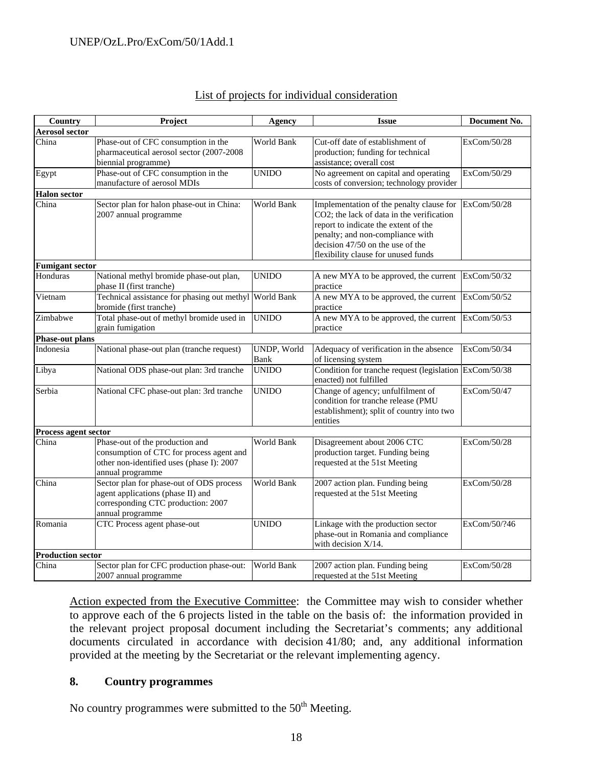List of projects for individual consideration

| Country | Project | Agency | Issue | Document No. |
|---|---|---|---|---|
| **Aerosol sector** | | | | |
| China | Phase-out of CFC consumption in the pharmaceutical aerosol sector (2007-2008 biennial programme) | World Bank | Cut-off date of establishment of production; funding for technical assistance; overall cost | ExCom/50/28 |
| Egypt | Phase-out of CFC consumption in the manufacture of aerosol MDIs | UNIDO | No agreement on capital and operating costs of conversion; technology provider | ExCom/50/29 |
| **Halon sector** | | | | |
| China | Sector plan for halon phase-out in China: 2007 annual programme | World Bank | Implementation of the penalty clause for $CO_2$; the lack of data in the verification report to indicate the extent of the penalty; and non-compliance with decision 47/50 on the use of the flexibility clause for unused funds | ExCom/50/28 |
| **Fumigant sector** | | | | |
| Honduras | National methyl bromide phase-out plan, phase II (first tranche) | UNIDO | A new MYA to be approved, the current practice | ExCom/50/32 |
| Vietnam | Technical assistance for phasing out methyl bromide (first tranche) | World Bank | A new MYA to be approved, the current practice | ExCom/50/52 |
| Zimbabwe | Total phase-out of methyl bromide used in grain fumigation | UNIDO | A new MYA to be approved, the current practice | ExCom/50/53 |
| **Phase-out plans** | | | | |
| Indonesia | National phase-out plan (tranche request) | UNDP, World Bank | Adequacy of verification in the absence of licensing system | ExCom/50/34 |
| Libya | National ODS phase-out plan: 3rd tranche | UNIDO | Condition for tranche request (legislation enacted) not fulfilled | ExCom/50/38 |
| Serbia | National CFC phase-out plan: 3rd tranche | UNIDO | Change of agency; unfulfilment of condition for tranche release (PMU establishment); split of country into two entities | ExCom/50/47 |
| **Process agent sector** | | | | |
| China | Phase-out of the production and consumption of CTC for process agent and other non-identified uses (phase I): 2007 annual programme | World Bank | Disagreement about 2006 CTC production target. Funding being requested at the 51st Meeting | ExCom/50/28 |
| China | Sector plan for phase-out of ODS process agent applications (phase II) and corresponding CTC production: 2007 annual programme | World Bank | 2007 action plan. Funding being requested at the 51st Meeting | ExCom/50/28 |
| Romania | CTC Process agent phase-out | UNIDO | Linkage with the production sector phase-out in Romania and compliance with decision X/14. | ExCom/50/?46 |
| **Production sector** | | | | |
| China | Sector plan for CFC production phase-out: 2007 annual programme | World Bank | 2007 action plan. Funding being requested at the 51st Meeting | ExCom/50/28 |

Action expected from the Executive Committee: the Committee may wish to consider whether to approve each of the 6 projects listed in the table on the basis of: the information provided in the relevant project proposal document including the Secretariat's comments; any additional documents circulated in accordance with decision 41/80; and, any additional information provided at the meeting by the Secretariat or the relevant implementing agency.

## 8. Country programmes

No country programmes were submitted to the 50th Meeting.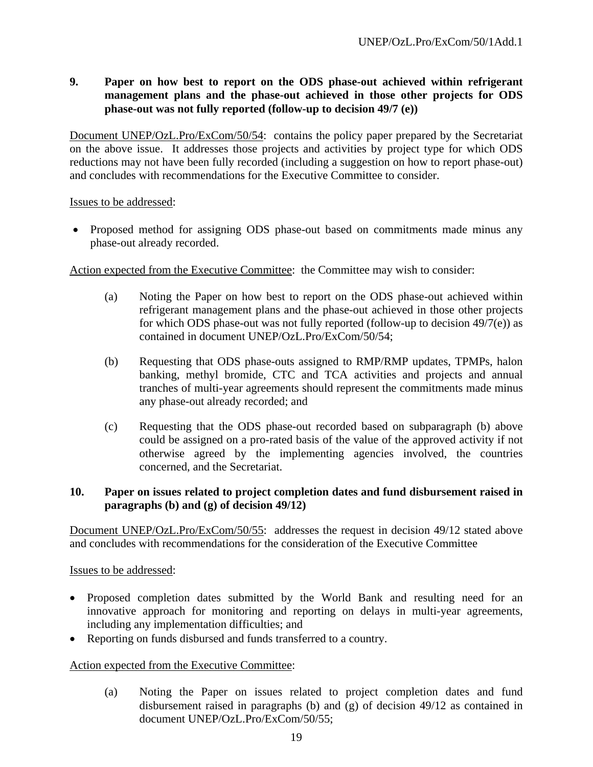**9. Paper on how best to report on the ODS phase-out achieved within refrigerant management plans and the phase-out achieved in those other projects for ODS phase-out was not fully reported (follow-up to decision 49/7 (e))**

Document UNEP/OzL.Pro/ExCom/50/54: contains the policy paper prepared by the Secretariat on the above issue. It addresses those projects and activities by project type for which ODS reductions may not have been fully recorded (including a suggestion on how to report phase-out) and concludes with recommendations for the Executive Committee to consider.

Issues to be addressed:

- Proposed method for assigning ODS phase-out based on commitments made minus any phase-out already recorded.

Action expected from the Executive Committee: the Committee may wish to consider:

(a) Noting the Paper on how best to report on the ODS phase-out achieved within refrigerant management plans and the phase-out achieved in those other projects for which ODS phase-out was not fully reported (follow-up to decision 49/7(e)) as contained in document UNEP/OzL.Pro/ExCom/50/54;

(b) Requesting that ODS phase-outs assigned to RMP/RMP updates, TPMPs, halon banking, methyl bromide, CTC and TCA activities and projects and annual tranches of multi-year agreements should represent the commitments made minus any phase-out already recorded; and

(c) Requesting that the ODS phase-out recorded based on subparagraph (b) above could be assigned on a pro-rated basis of the value of the approved activity if not otherwise agreed by the implementing agencies involved, the countries concerned, and the Secretariat.

**10. Paper on issues related to project completion dates and fund disbursement raised in paragraphs (b) and (g) of decision 49/12)**

Document UNEP/OzL.Pro/ExCom/50/55: addresses the request in decision 49/12 stated above and concludes with recommendations for the consideration of the Executive Committee

Issues to be addressed:

- Proposed completion dates submitted by the World Bank and resulting need for an innovative approach for monitoring and reporting on delays in multi-year agreements, including any implementation difficulties; and
- Reporting on funds disbursed and funds transferred to a country.

Action expected from the Executive Committee:

(a) Noting the Paper on issues related to project completion dates and fund disbursement raised in paragraphs (b) and (g) of decision 49/12 as contained in document UNEP/OzL.Pro/ExCom/50/55;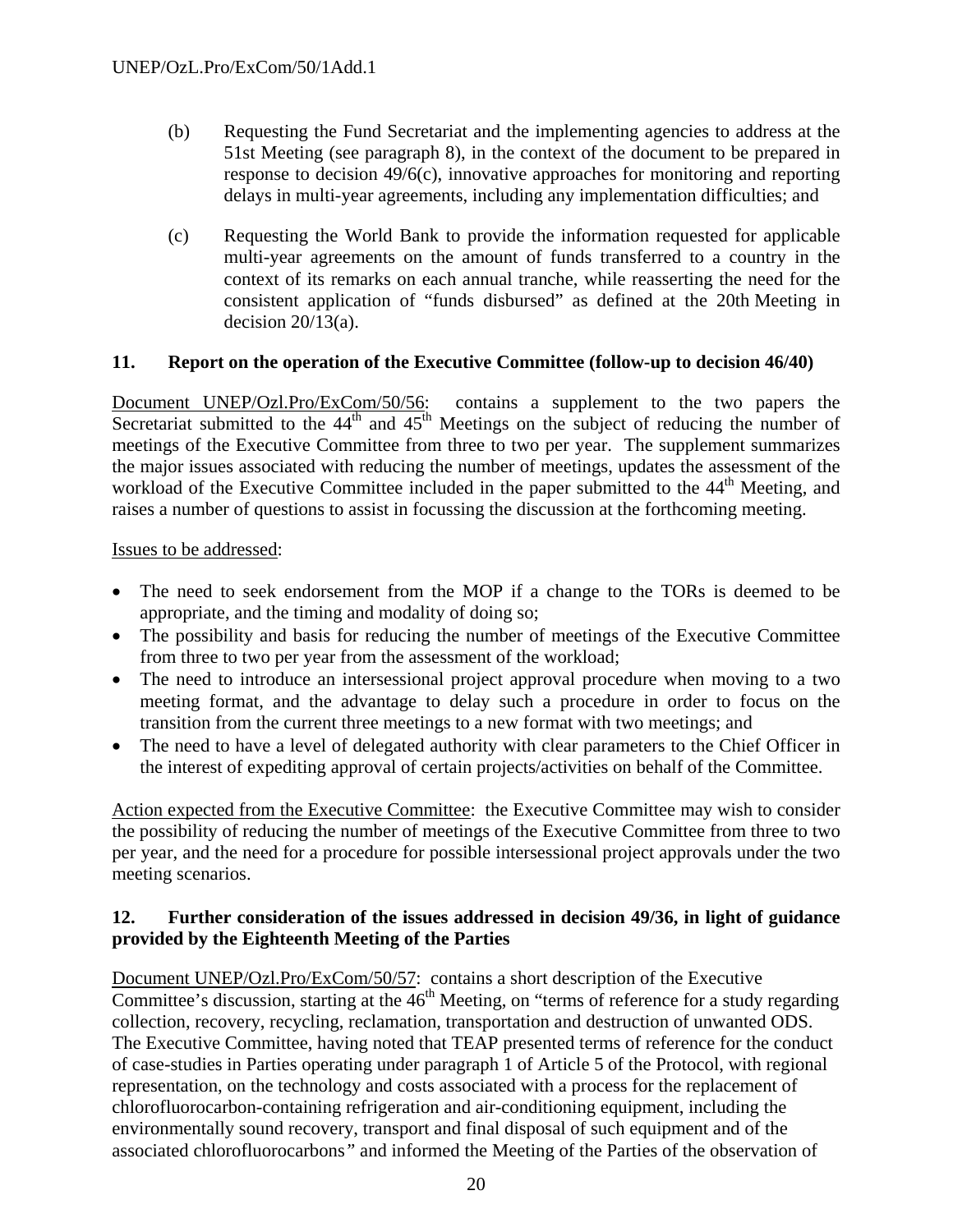(b) Requesting the Fund Secretariat and the implementing agencies to address at the 51st Meeting (see paragraph 8), in the context of the document to be prepared in response to decision 49/6(c), innovative approaches for monitoring and reporting delays in multi-year agreements, including any implementation difficulties; and

(c) Requesting the World Bank to provide the information requested for applicable multi-year agreements on the amount of funds transferred to a country in the context of its remarks on each annual tranche, while reasserting the need for the consistent application of "funds disbursed" as defined at the 20th Meeting in decision 20/13(a).

**11. Report on the operation of the Executive Committee (follow-up to decision 46/40)**

Document UNEP/Ozl.Pro/ExCom/50/56: contains a supplement to the two papers the Secretariat submitted to the 44th and 45th Meetings on the subject of reducing the number of meetings of the Executive Committee from three to two per year. The supplement summarizes the major issues associated with reducing the number of meetings, updates the assessment of the workload of the Executive Committee included in the paper submitted to the 44th Meeting, and raises a number of questions to assist in focussing the discussion at the forthcoming meeting.

Issues to be addressed:

- The need to seek endorsement from the MOP if a change to the TORs is deemed to be appropriate, and the timing and modality of doing so;
- The possibility and basis for reducing the number of meetings of the Executive Committee from three to two per year from the assessment of the workload;
- The need to introduce an intersessional project approval procedure when moving to a two meeting format, and the advantage to delay such a procedure in order to focus on the transition from the current three meetings to a new format with two meetings; and
- The need to have a level of delegated authority with clear parameters to the Chief Officer in the interest of expediting approval of certain projects/activities on behalf of the Committee.

Action expected from the Executive Committee: the Executive Committee may wish to consider the possibility of reducing the number of meetings of the Executive Committee from three to two per year, and the need for a procedure for possible intersessional project approvals under the two meeting scenarios.

**12. Further consideration of the issues addressed in decision 49/36, in light of guidance provided by the Eighteenth Meeting of the Parties**

Document UNEP/Ozl.Pro/ExCom/50/57: contains a short description of the Executive Committee's discussion, starting at the 46th Meeting, on "terms of reference for a study regarding collection, recovery, recycling, reclamation, transportation and destruction of unwanted ODS. The Executive Committee, having noted that TEAP presented terms of reference for the conduct of case-studies in Parties operating under paragraph 1 of Article 5 of the Protocol, with regional representation, on the technology and costs associated with a process for the replacement of chlorofluorocarbon-containing refrigeration and air-conditioning equipment, including the environmentally sound recovery, transport and final disposal of such equipment and of the associated chlorofluorocarbons" and informed the Meeting of the Parties of the observation of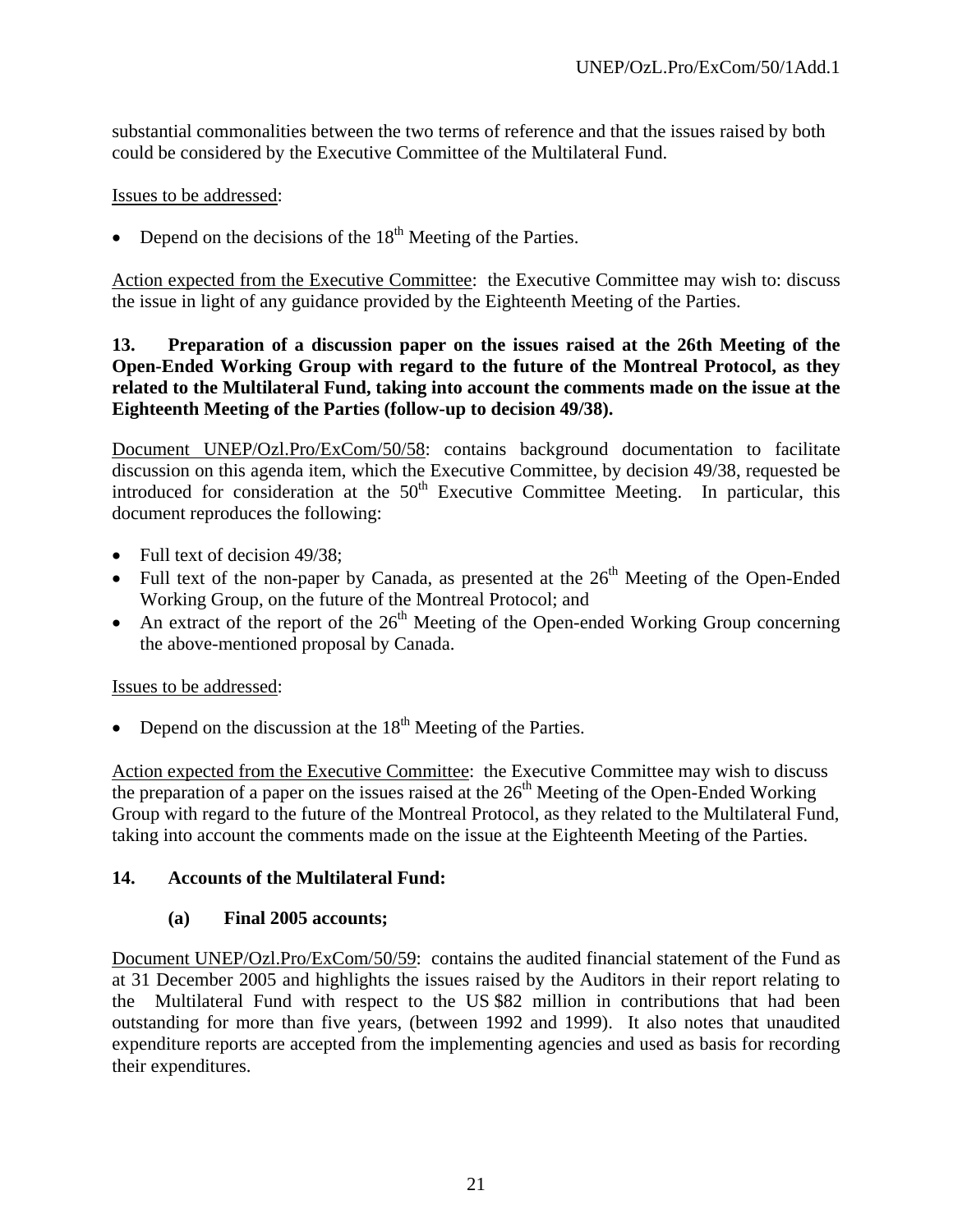substantial commonalities between the two terms of reference and that the issues raised by both could be considered by the Executive Committee of the Multilateral Fund.

Issues to be addressed:

- Depend on the decisions of the 18th Meeting of the Parties.

Action expected from the Executive Committee: the Executive Committee may wish to: discuss the issue in light of any guidance provided by the Eighteenth Meeting of the Parties.

**13. Preparation of a discussion paper on the issues raised at the 26th Meeting of the Open-Ended Working Group with regard to the future of the Montreal Protocol, as they related to the Multilateral Fund, taking into account the comments made on the issue at the Eighteenth Meeting of the Parties (follow-up to decision 49/38).**

Document UNEP/Ozl.Pro/ExCom/50/58: contains background documentation to facilitate discussion on this agenda item, which the Executive Committee, by decision 49/38, requested be introduced for consideration at the 50th Executive Committee Meeting. In particular, this document reproduces the following:

- Full text of decision 49/38;
- Full text of the non-paper by Canada, as presented at the 26th Meeting of the Open-Ended Working Group, on the future of the Montreal Protocol; and
- An extract of the report of the 26th Meeting of the Open-ended Working Group concerning the above-mentioned proposal by Canada.

Issues to be addressed:

- Depend on the discussion at the 18th Meeting of the Parties.

Action expected from the Executive Committee: the Executive Committee may wish to discuss the preparation of a paper on the issues raised at the 26th Meeting of the Open-Ended Working Group with regard to the future of the Montreal Protocol, as they related to the Multilateral Fund, taking into account the comments made on the issue at the Eighteenth Meeting of the Parties.

**14. Accounts of the Multilateral Fund:**

**(a) Final 2005 accounts;**

Document UNEP/Ozl.Pro/ExCom/50/59: contains the audited financial statement of the Fund as at 31 December 2005 and highlights the issues raised by the Auditors in their report relating to the Multilateral Fund with respect to the US $82 million in contributions that had been outstanding for more than five years, (between 1992 and 1999). It also notes that unaudited expenditure reports are accepted from the implementing agencies and used as basis for recording their expenditures.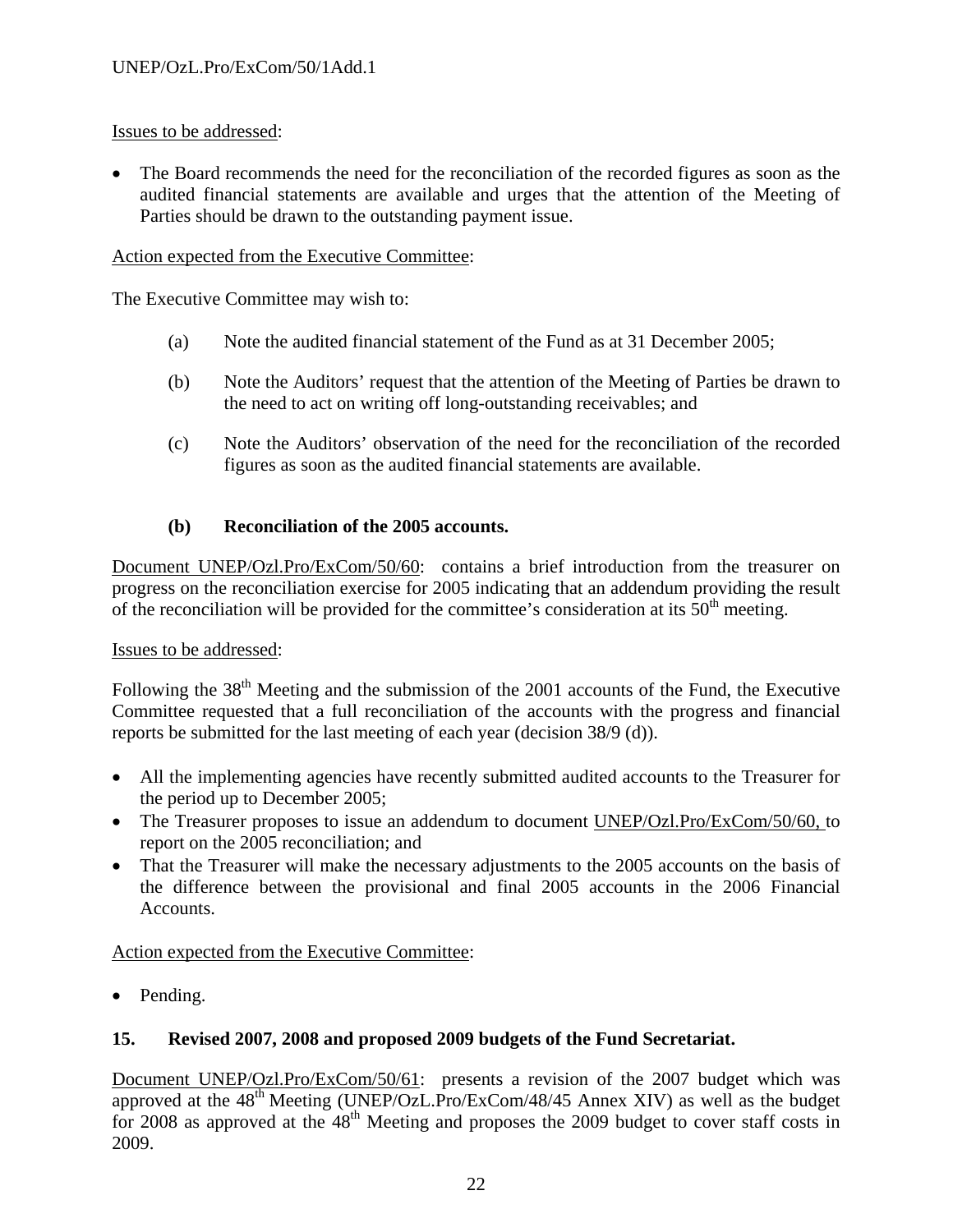Issues to be addressed:

- The Board recommends the need for the reconciliation of the recorded figures as soon as the audited financial statements are available and urges that the attention of the Meeting of Parties should be drawn to the outstanding payment issue.

Action expected from the Executive Committee:

The Executive Committee may wish to:

(a) Note the audited financial statement of the Fund as at 31 December 2005;

(b) Note the Auditors' request that the attention of the Meeting of Parties be drawn to the need to act on writing off long-outstanding receivables; and

(c) Note the Auditors' observation of the need for the reconciliation of the recorded figures as soon as the audited financial statements are available.

**(b) Reconciliation of the 2005 accounts.**

Document UNEP/Ozl.Pro/ExCom/50/60: contains a brief introduction from the treasurer on progress on the reconciliation exercise for 2005 indicating that an addendum providing the result of the reconciliation will be provided for the committee's consideration at its 50th meeting.

Issues to be addressed:

Following the 38th Meeting and the submission of the 2001 accounts of the Fund, the Executive Committee requested that a full reconciliation of the accounts with the progress and financial reports be submitted for the last meeting of each year (decision 38/9 (d)).

- All the implementing agencies have recently submitted audited accounts to the Treasurer for the period up to December 2005;
- The Treasurer proposes to issue an addendum to document UNEP/Ozl.Pro/ExCom/50/60, to report on the 2005 reconciliation; and
- That the Treasurer will make the necessary adjustments to the 2005 accounts on the basis of the difference between the provisional and final 2005 accounts in the 2006 Financial Accounts.

Action expected from the Executive Committee:

- Pending.

**15. Revised 2007, 2008 and proposed 2009 budgets of the Fund Secretariat.**

Document UNEP/Ozl.Pro/ExCom/50/61: presents a revision of the 2007 budget which was approved at the 48th Meeting (UNEP/OzL.Pro/ExCom/48/45 Annex XIV) as well as the budget for 2008 as approved at the 48th Meeting and proposes the 2009 budget to cover staff costs in 2009.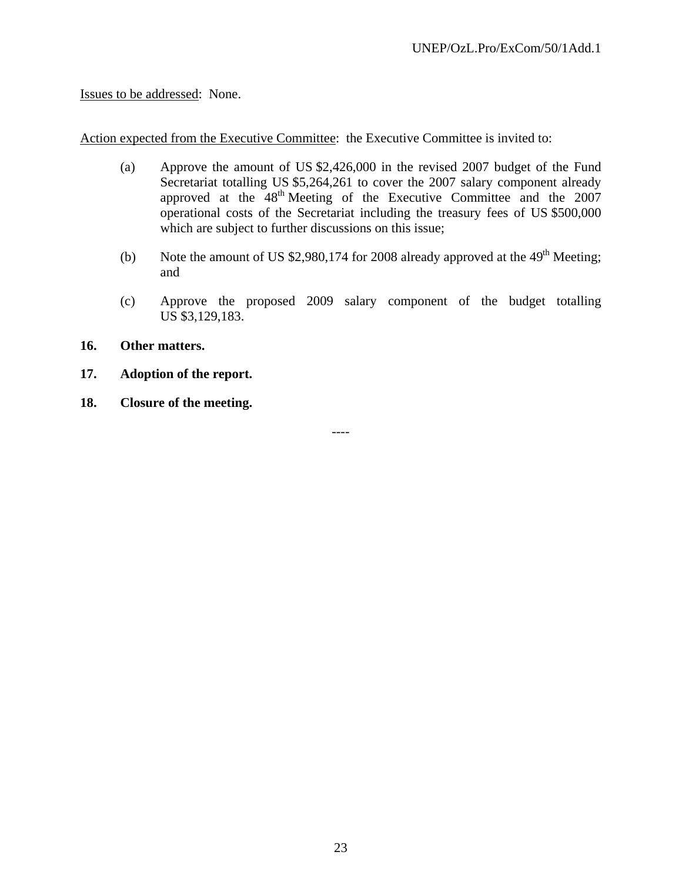Issues to be addressed: None.

Action expected from the Executive Committee: the Executive Committee is invited to:

(a) Approve the amount of US $2,426,000 in the revised 2007 budget of the Fund Secretariat totalling US $5,264,261 to cover the 2007 salary component already approved at the 48th Meeting of the Executive Committee and the 2007 operational costs of the Secretariat including the treasury fees of US $500,000 which are subject to further discussions on this issue;

(b) Note the amount of US $2,980,174 for 2008 already approved at the 49th Meeting; and

(c) Approve the proposed 2009 salary component of the budget totalling US $3,129,183.

**16. Other matters.**

**17. Adoption of the report.**

**18. Closure of the meeting.**

----